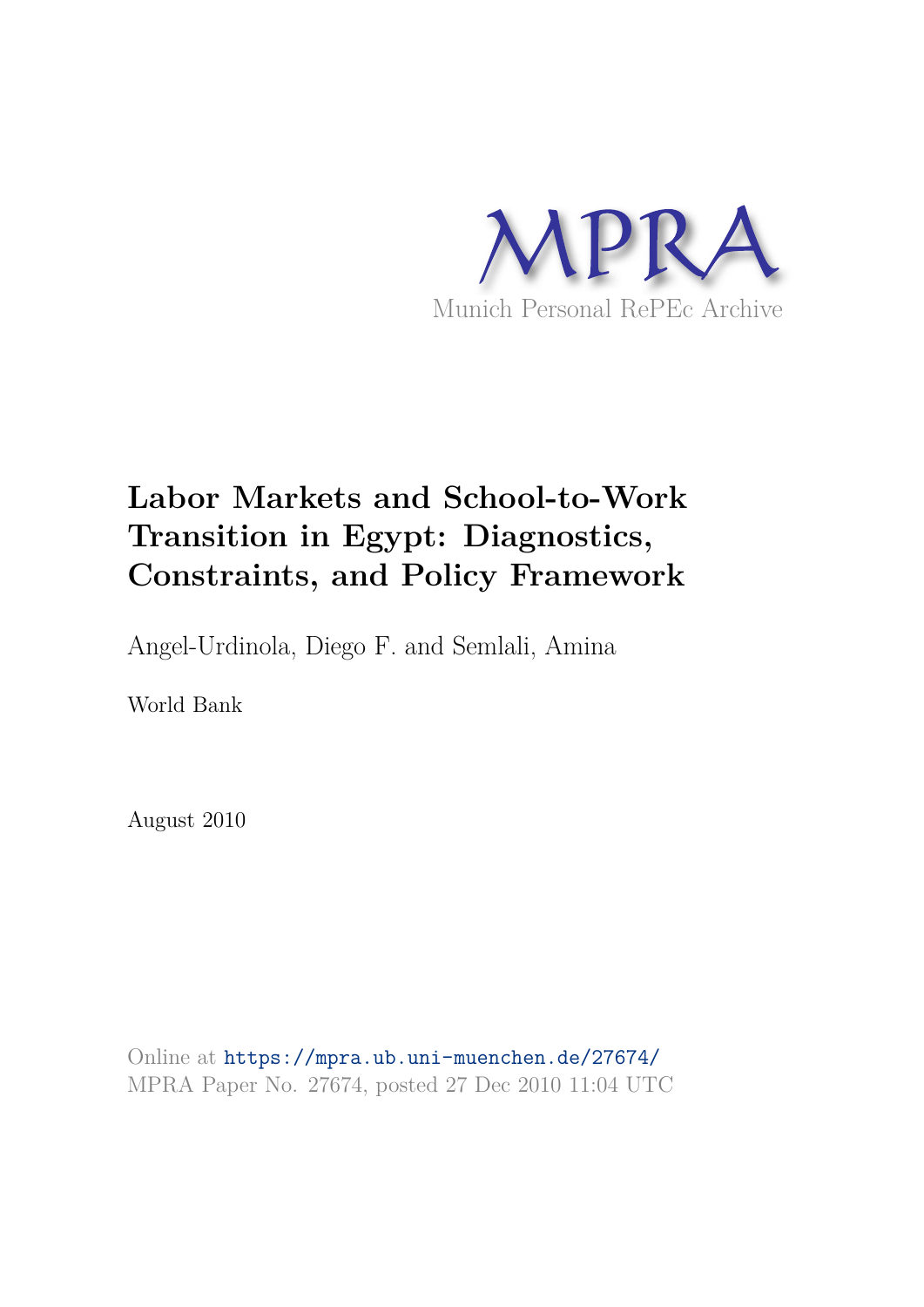MPRA

Munich Personal RePEc Archive

# Labor Markets and School-to-Work Transition in Egypt: Diagnostics, Constraints, and Policy Framework

Angel-Urdinola, Diego F. and Semlali, Amina

World Bank

August 2010

Online at https://mpra.ub.uni-muenchen.de/27674/
MPRA Paper No. 27674, posted 27 Dec 2010 11:04 UTC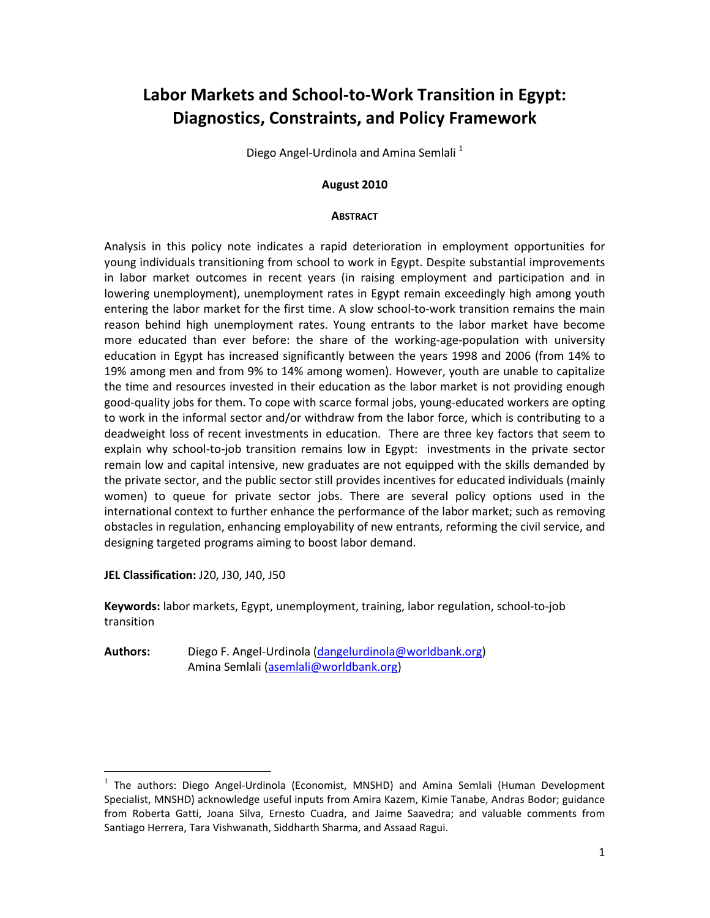# Labor Markets and School-to-Work Transition in Egypt: Diagnostics, Constraints, and Policy Framework

Diego Angel-Urdinola and Amina Semlali [1]

**August 2010**

**ABSTRACT**

Analysis in this policy note indicates a rapid deterioration in employment opportunities for young individuals transitioning from school to work in Egypt. Despite substantial improvements in labor market outcomes in recent years (in raising employment and participation and in lowering unemployment), unemployment rates in Egypt remain exceedingly high among youth entering the labor market for the first time. A slow school-to-work transition remains the main reason behind high unemployment rates. Young entrants to the labor market have become more educated than ever before: the share of the working-age-population with university education in Egypt has increased significantly between the years 1998 and 2006 (from 14% to 19% among men and from 9% to 14% among women). However, youth are unable to capitalize the time and resources invested in their education as the labor market is not providing enough good-quality jobs for them. To cope with scarce formal jobs, young-educated workers are opting to work in the informal sector and/or withdraw from the labor force, which is contributing to a deadweight loss of recent investments in education. There are three key factors that seem to explain why school-to-job transition remains low in Egypt: investments in the private sector remain low and capital intensive, new graduates are not equipped with the skills demanded by the private sector, and the public sector still provides incentives for educated individuals (mainly women) to queue for private sector jobs. There are several policy options used in the international context to further enhance the performance of the labor market; such as removing obstacles in regulation, enhancing employability of new entrants, reforming the civil service, and designing targeted programs aiming to boost labor demand.

**JEL Classification:** J20, J30, J40, J50

**Keywords:** labor markets, Egypt, unemployment, training, labor regulation, school-to-job transition

**Authors:** Diego F. Angel-Urdinola (dangelurdinola@worldbank.org)
Amina Semlali (asemlali@worldbank.org)

[1] The authors: Diego Angel-Urdinola (Economist, MNSHD) and Amina Semlali (Human Development Specialist, MNSHD) acknowledge useful inputs from Amira Kazem, Kimie Tanabe, Andras Bodor; guidance from Roberta Gatti, Joana Silva, Ernesto Cuadra, and Jaime Saavedra; and valuable comments from Santiago Herrera, Tara Vishwanath, Siddharth Sharma, and Assaad Ragui.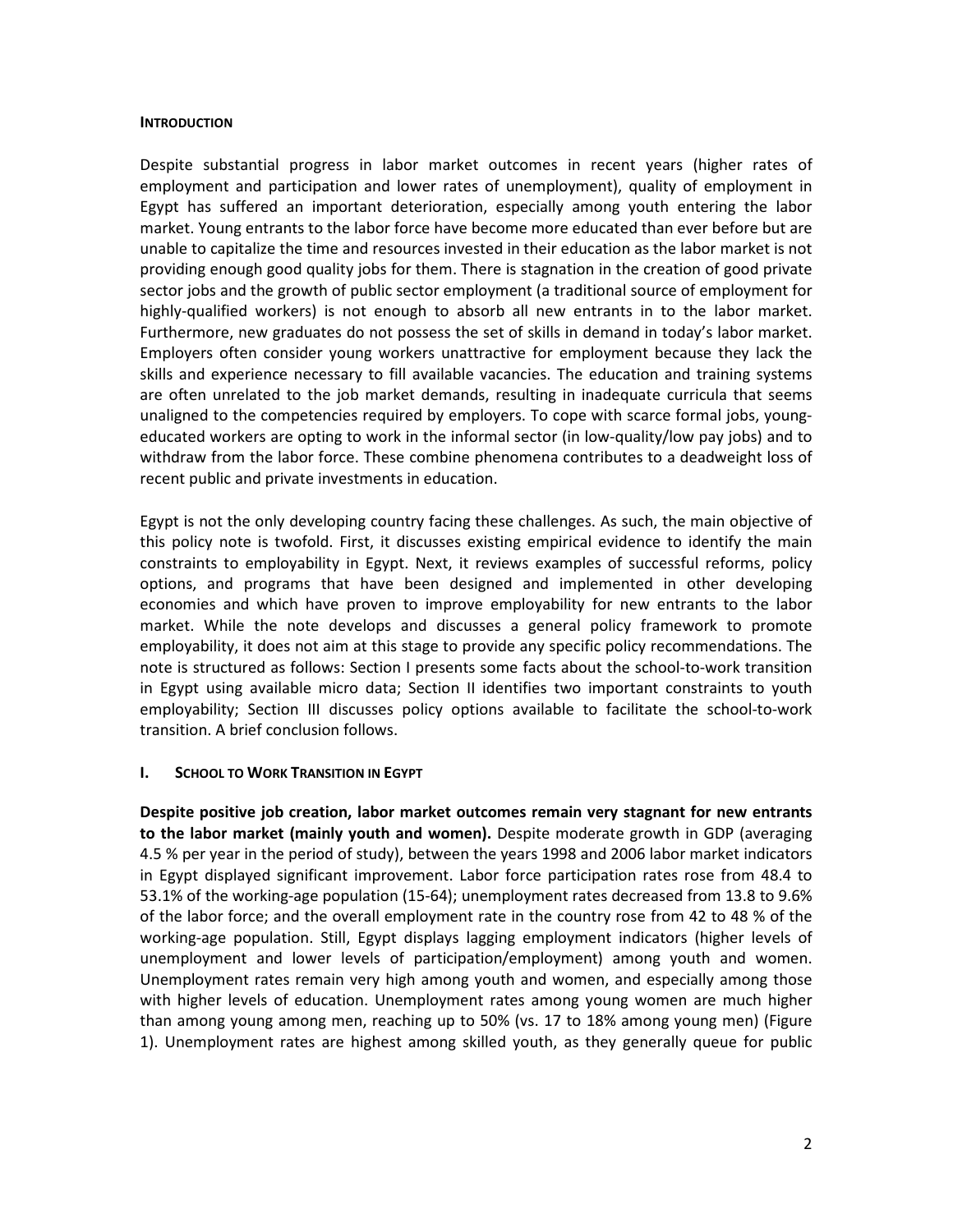## INTRODUCTION

Despite substantial progress in labor market outcomes in recent years (higher rates of employment and participation and lower rates of unemployment), quality of employment in Egypt has suffered an important deterioration, especially among youth entering the labor market. Young entrants to the labor force have become more educated than ever before but are unable to capitalize the time and resources invested in their education as the labor market is not providing enough good quality jobs for them. There is stagnation in the creation of good private sector jobs and the growth of public sector employment (a traditional source of employment for highly-qualified workers) is not enough to absorb all new entrants in to the labor market. Furthermore, new graduates do not possess the set of skills in demand in today's labor market. Employers often consider young workers unattractive for employment because they lack the skills and experience necessary to fill available vacancies. The education and training systems are often unrelated to the job market demands, resulting in inadequate curricula that seems unaligned to the competencies required by employers. To cope with scarce formal jobs, young-educated workers are opting to work in the informal sector (in low-quality/low pay jobs) and to withdraw from the labor force. These combine phenomena contributes to a deadweight loss of recent public and private investments in education.

Egypt is not the only developing country facing these challenges. As such, the main objective of this policy note is twofold. First, it discusses existing empirical evidence to identify the main constraints to employability in Egypt. Next, it reviews examples of successful reforms, policy options, and programs that have been designed and implemented in other developing economies and which have proven to improve employability for new entrants to the labor market. While the note develops and discusses a general policy framework to promote employability, it does not aim at this stage to provide any specific policy recommendations. The note is structured as follows: Section I presents some facts about the school-to-work transition in Egypt using available micro data; Section II identifies two important constraints to youth employability; Section III discusses policy options available to facilitate the school-to-work transition. A brief conclusion follows.

## I. SCHOOL TO WORK TRANSITION IN EGYPT

**Despite positive job creation, labor market outcomes remain very stagnant for new entrants to the labor market (mainly youth and women).** Despite moderate growth in GDP (averaging 4.5 % per year in the period of study), between the years 1998 and 2006 labor market indicators in Egypt displayed significant improvement. Labor force participation rates rose from 48.4 to 53.1% of the working-age population (15-64); unemployment rates decreased from 13.8 to 9.6% of the labor force; and the overall employment rate in the country rose from 42 to 48 % of the working-age population. Still, Egypt displays lagging employment indicators (higher levels of unemployment and lower levels of participation/employment) among youth and women. Unemployment rates remain very high among youth and women, and especially among those with higher levels of education. Unemployment rates among young women are much higher than among young among men, reaching up to 50% (vs. 17 to 18% among young men) (Figure 1). Unemployment rates are highest among skilled youth, as they generally queue for public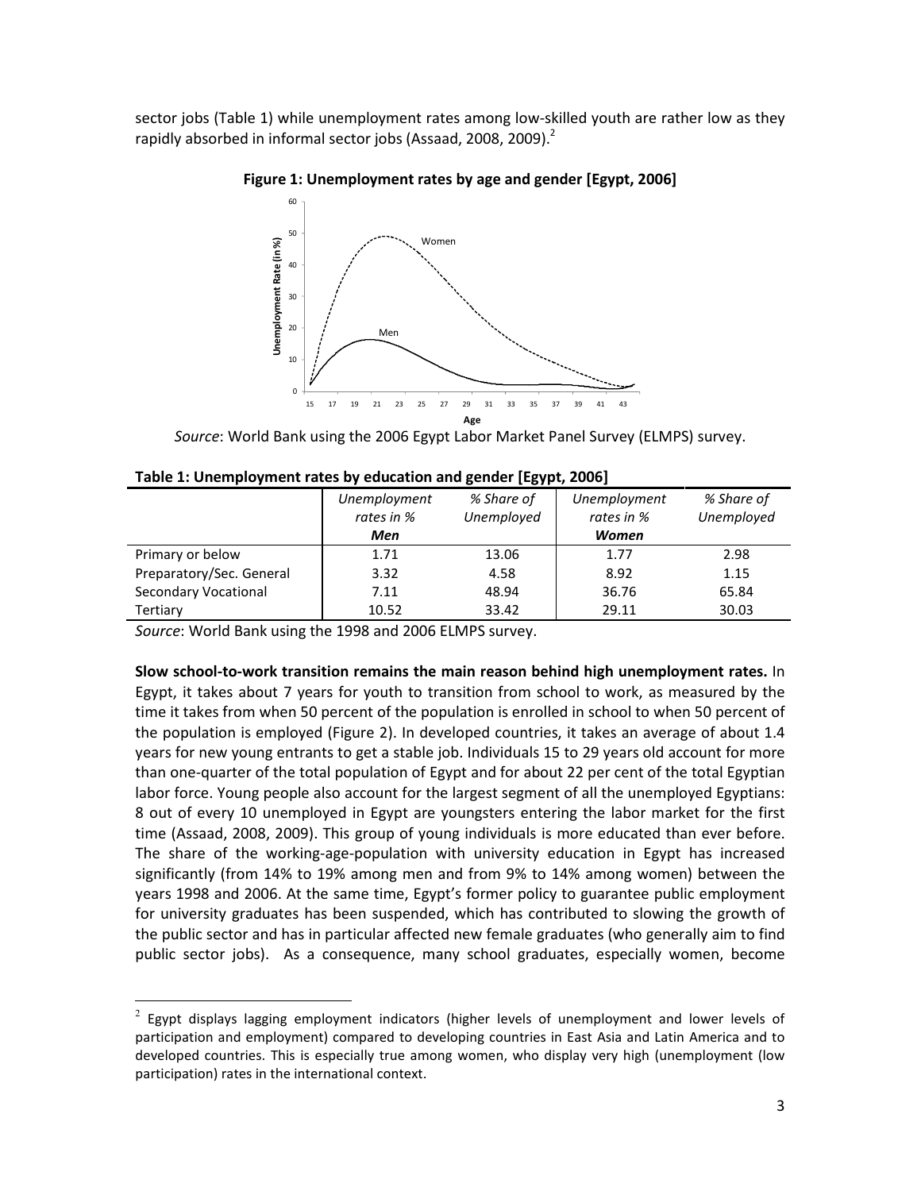sector jobs (Table 1) while unemployment rates among low-skilled youth are rather low as they rapidly absorbed in informal sector jobs (Assaad, 2008, 2009).[2]

**Figure 1: Unemployment rates by age and gender [Egypt, 2006]**

*Source*: World Bank using the 2006 Egypt Labor Market Panel Survey (ELMPS) survey.

**Table 1: Unemployment rates by education and gender [Egypt, 2006]**

| | *Unemployment rates in %* ***Men*** | *% Share of Unemployed* | *Unemployment rates in %* ***Women*** | *% Share of Unemployed* |
|---|---|---|---|---|
| Primary or below | 1.71 | 13.06 | 1.77 | 2.98 |
| Preparatory/Sec. General | 3.32 | 4.58 | 8.92 | 1.15 |
| Secondary Vocational | 7.11 | 48.94 | 36.76 | 65.84 |
| Tertiary | 10.52 | 33.42 | 29.11 | 30.03 |

*Source*: World Bank using the 1998 and 2006 ELMPS survey.

**Slow school-to-work transition remains the main reason behind high unemployment rates.** In Egypt, it takes about 7 years for youth to transition from school to work, as measured by the time it takes from when 50 percent of the population is enrolled in school to when 50 percent of the population is employed (Figure 2). In developed countries, it takes an average of about 1.4 years for new young entrants to get a stable job. Individuals 15 to 29 years old account for more than one-quarter of the total population of Egypt and for about 22 per cent of the total Egyptian labor force. Young people also account for the largest segment of all the unemployed Egyptians: 8 out of every 10 unemployed in Egypt are youngsters entering the labor market for the first time (Assaad, 2008, 2009). This group of young individuals is more educated than ever before. The share of the working-age-population with university education in Egypt has increased significantly (from 14% to 19% among men and from 9% to 14% among women) between the years 1998 and 2006. At the same time, Egypt's former policy to guarantee public employment for university graduates has been suspended, which has contributed to slowing the growth of the public sector and has in particular affected new female graduates (who generally aim to find public sector jobs). As a consequence, many school graduates, especially women, become

[2] Egypt displays lagging employment indicators (higher levels of unemployment and lower levels of participation and employment) compared to developing countries in East Asia and Latin America and to developed countries. This is especially true among women, who display very high (unemployment (low participation) rates in the international context.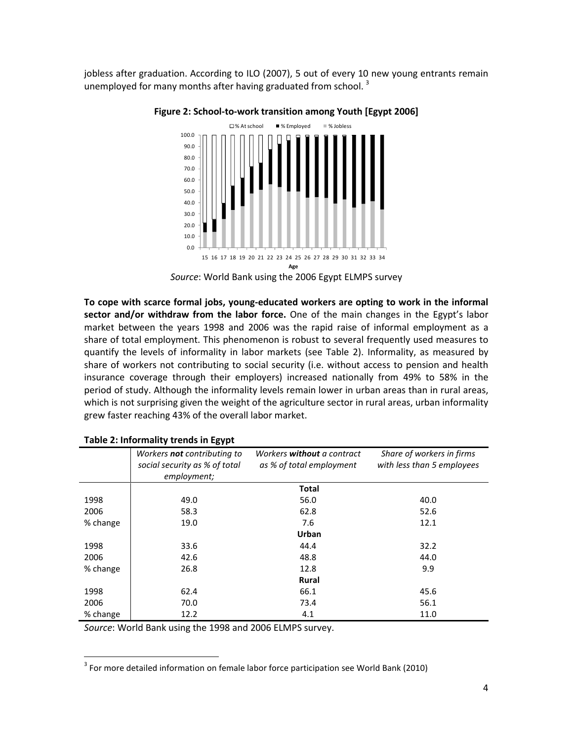jobless after graduation. According to ILO (2007), 5 out of every 10 new young entrants remain unemployed for many months after having graduated from school. [3]

**Figure 2: School-to-work transition among Youth [Egypt 2006]**

*Source*: World Bank using the 2006 Egypt ELMPS survey

**To cope with scarce formal jobs, young-educated workers are opting to work in the informal sector and/or withdraw from the labor force.** One of the main changes in the Egypt's labor market between the years 1998 and 2006 was the rapid raise of informal employment as a share of total employment. This phenomenon is robust to several frequently used measures to quantify the levels of informality in labor markets (see Table 2). Informality, as measured by share of workers not contributing to social security (i.e. without access to pension and health insurance coverage through their employers) increased nationally from 49% to 58% in the period of study. Although the informality levels remain lower in urban areas than in rural areas, which is not surprising given the weight of the agriculture sector in rural areas, urban informality grew faster reaching 43% of the overall labor market.

**Table 2: Informality trends in Egypt**

| | *Workers **not** contributing to social security as % of total employment;* | *Workers **without** a contract as % of total employment* | *Share of workers in firms with less than 5 employees* |
|---|---|---|---|
| | | **Total** | |
| 1998 | 49.0 | 56.0 | 40.0 |
| 2006 | 58.3 | 62.8 | 52.6 |
| % change | 19.0 | 7.6 | 12.1 |
| | | **Urban** | |
| 1998 | 33.6 | 44.4 | 32.2 |
| 2006 | 42.6 | 48.8 | 44.0 |
| % change | 26.8 | 12.8 | 9.9 |
| | | **Rural** | |
| 1998 | 62.4 | 66.1 | 45.6 |
| 2006 | 70.0 | 73.4 | 56.1 |
| % change | 12.2 | 4.1 | 11.0 |

*Source*: World Bank using the 1998 and 2006 ELMPS survey.

[3] For more detailed information on female labor force participation see World Bank (2010)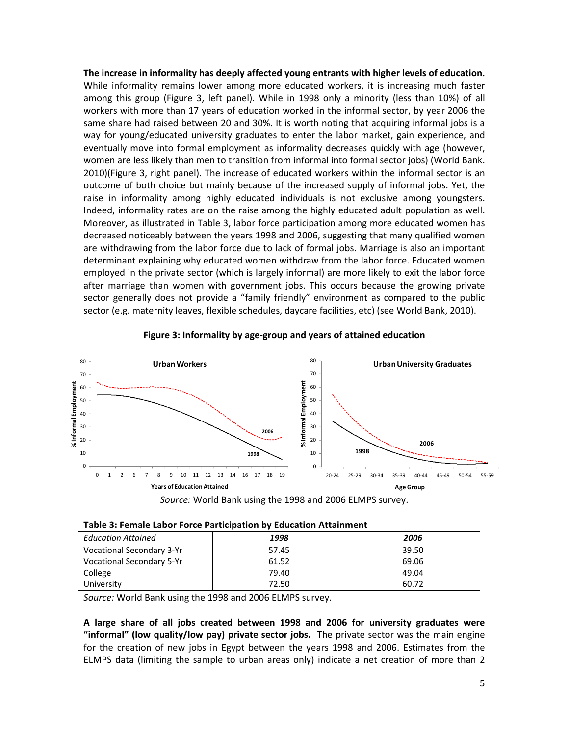**The increase in informality has deeply affected young entrants with higher levels of education.** While informality remains lower among more educated workers, it is increasing much faster among this group (Figure 3, left panel). While in 1998 only a minority (less than 10%) of all workers with more than 17 years of education worked in the informal sector, by year 2006 the same share had raised between 20 and 30%. It is worth noting that acquiring informal jobs is a way for young/educated university graduates to enter the labor market, gain experience, and eventually move into formal employment as informality decreases quickly with age (however, women are less likely than men to transition from informal into formal sector jobs) (World Bank. 2010)(Figure 3, right panel). The increase of educated workers within the informal sector is an outcome of both choice but mainly because of the increased supply of informal jobs. Yet, the raise in informality among highly educated individuals is not exclusive among youngsters. Indeed, informality rates are on the raise among the highly educated adult population as well. Moreover, as illustrated in Table 3, labor force participation among more educated women has decreased noticeably between the years 1998 and 2006, suggesting that many qualified women are withdrawing from the labor force due to lack of formal jobs. Marriage is also an important determinant explaining why educated women withdraw from the labor force. Educated women employed in the private sector (which is largely informal) are more likely to exit the labor force after marriage than women with government jobs. This occurs because the growing private sector generally does not provide a "family friendly" environment as compared to the public sector (e.g. maternity leaves, flexible schedules, daycare facilities, etc) (see World Bank, 2010).

**Figure 3: Informality by age-group and years of attained education**

*Source:* World Bank using the 1998 and 2006 ELMPS survey.

**Table 3: Female Labor Force Participation by Education Attainment**

| *Education Attained* | *1998* | *2006* |
|---|---|---|
| Vocational Secondary 3-Yr | 57.45 | 39.50 |
| Vocational Secondary 5-Yr | 61.52 | 69.06 |
| College | 79.40 | 49.04 |
| University | 72.50 | 60.72 |

*Source:* World Bank using the 1998 and 2006 ELMPS survey.

**A large share of all jobs created between 1998 and 2006 for university graduates were "informal" (low quality/low pay) private sector jobs.** The private sector was the main engine for the creation of new jobs in Egypt between the years 1998 and 2006. Estimates from the ELMPS data (limiting the sample to urban areas only) indicate a net creation of more than 2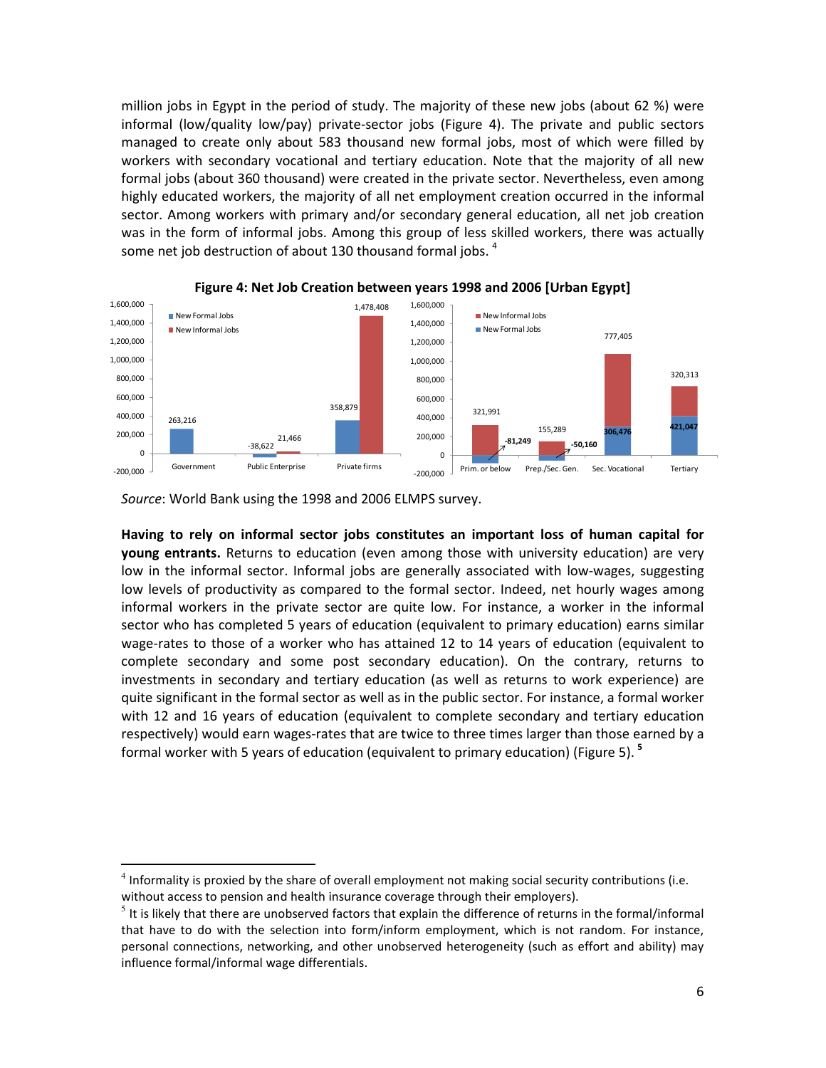million jobs in Egypt in the period of study. The majority of these new jobs (about 62 %) were informal (low/quality low/pay) private-sector jobs (Figure 4). The private and public sectors managed to create only about 583 thousand new formal jobs, most of which were filled by workers with secondary vocational and tertiary education. Note that the majority of all new formal jobs (about 360 thousand) were created in the private sector. Nevertheless, even among highly educated workers, the majority of all net employment creation occurred in the informal sector. Among workers with primary and/or secondary general education, all net job creation was in the form of informal jobs. Among this group of less skilled workers, there was actually some net job destruction of about 130 thousand formal jobs. [4]

**Figure 4: Net Job Creation between years 1998 and 2006 [Urban Egypt]**

| | New Formal Jobs | New Informal Jobs |
|---|---|---|
| Government | 263,216 | |
| Public Enterprise | -38,622 | 21,466 |
| Private firms | 358,879 | 1,478,408 |

| | New Informal Jobs | New Formal Jobs |
|---|---|---|
| Prim. or below | 321,991 | -81,249 |
| Prep./Sec. Gen. | 155,289 | -50,160 |
| Sec. Vocational | 777,405 | 306,476 |
| Tertiary | 320,313 | 421,047 |

*Source*: World Bank using the 1998 and 2006 ELMPS survey.

**Having to rely on informal sector jobs constitutes an important loss of human capital for young entrants.** Returns to education (even among those with university education) are very low in the informal sector. Informal jobs are generally associated with low-wages, suggesting low levels of productivity as compared to the formal sector. Indeed, net hourly wages among informal workers in the private sector are quite low. For instance, a worker in the informal sector who has completed 5 years of education (equivalent to primary education) earns similar wage-rates to those of a worker who has attained 12 to 14 years of education (equivalent to complete secondary and some post secondary education). On the contrary, returns to investments in secondary and tertiary education (as well as returns to work experience) are quite significant in the formal sector as well as in the public sector. For instance, a formal worker with 12 and 16 years of education (equivalent to complete secondary and tertiary education respectively) would earn wages-rates that are twice to three times larger than those earned by a formal worker with 5 years of education (equivalent to primary education) (Figure 5). [5]

---

[4] Informality is proxied by the share of overall employment not making social security contributions (i.e. without access to pension and health insurance coverage through their employers).

[5] It is likely that there are unobserved factors that explain the difference of returns in the formal/informal that have to do with the selection into form/inform employment, which is not random. For instance, personal connections, networking, and other unobserved heterogeneity (such as effort and ability) may influence formal/informal wage differentials.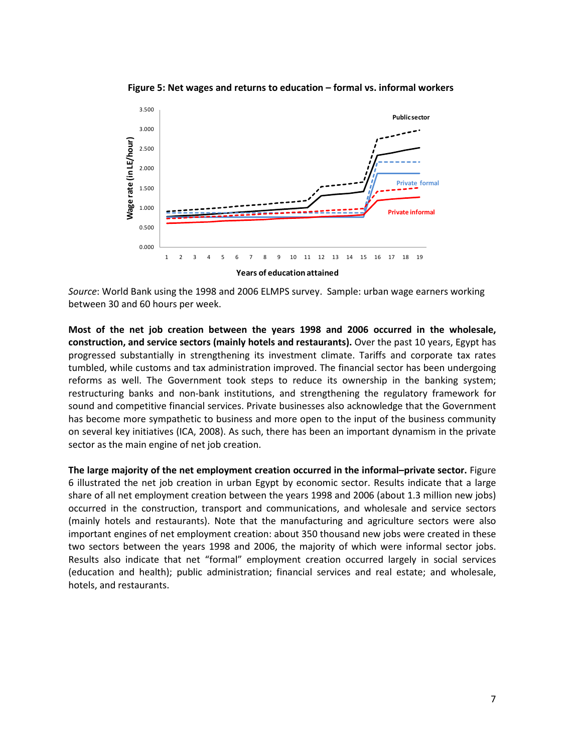**Figure 5: Net wages and returns to education – formal vs. informal workers**

*Source*: World Bank using the 1998 and 2006 ELMPS survey. Sample: urban wage earners working between 30 and 60 hours per week.

**Most of the net job creation between the years 1998 and 2006 occurred in the wholesale, construction, and service sectors (mainly hotels and restaurants).** Over the past 10 years, Egypt has progressed substantially in strengthening its investment climate. Tariffs and corporate tax rates tumbled, while customs and tax administration improved. The financial sector has been undergoing reforms as well. The Government took steps to reduce its ownership in the banking system; restructuring banks and non-bank institutions, and strengthening the regulatory framework for sound and competitive financial services. Private businesses also acknowledge that the Government has become more sympathetic to business and more open to the input of the business community on several key initiatives (ICA, 2008). As such, there has been an important dynamism in the private sector as the main engine of net job creation.

**The large majority of the net employment creation occurred in the informal–private sector.** Figure 6 illustrated the net job creation in urban Egypt by economic sector. Results indicate that a large share of all net employment creation between the years 1998 and 2006 (about 1.3 million new jobs) occurred in the construction, transport and communications, and wholesale and service sectors (mainly hotels and restaurants). Note that the manufacturing and agriculture sectors were also important engines of net employment creation: about 350 thousand new jobs were created in these two sectors between the years 1998 and 2006, the majority of which were informal sector jobs. Results also indicate that net "formal" employment creation occurred largely in social services (education and health); public administration; financial services and real estate; and wholesale, hotels, and restaurants.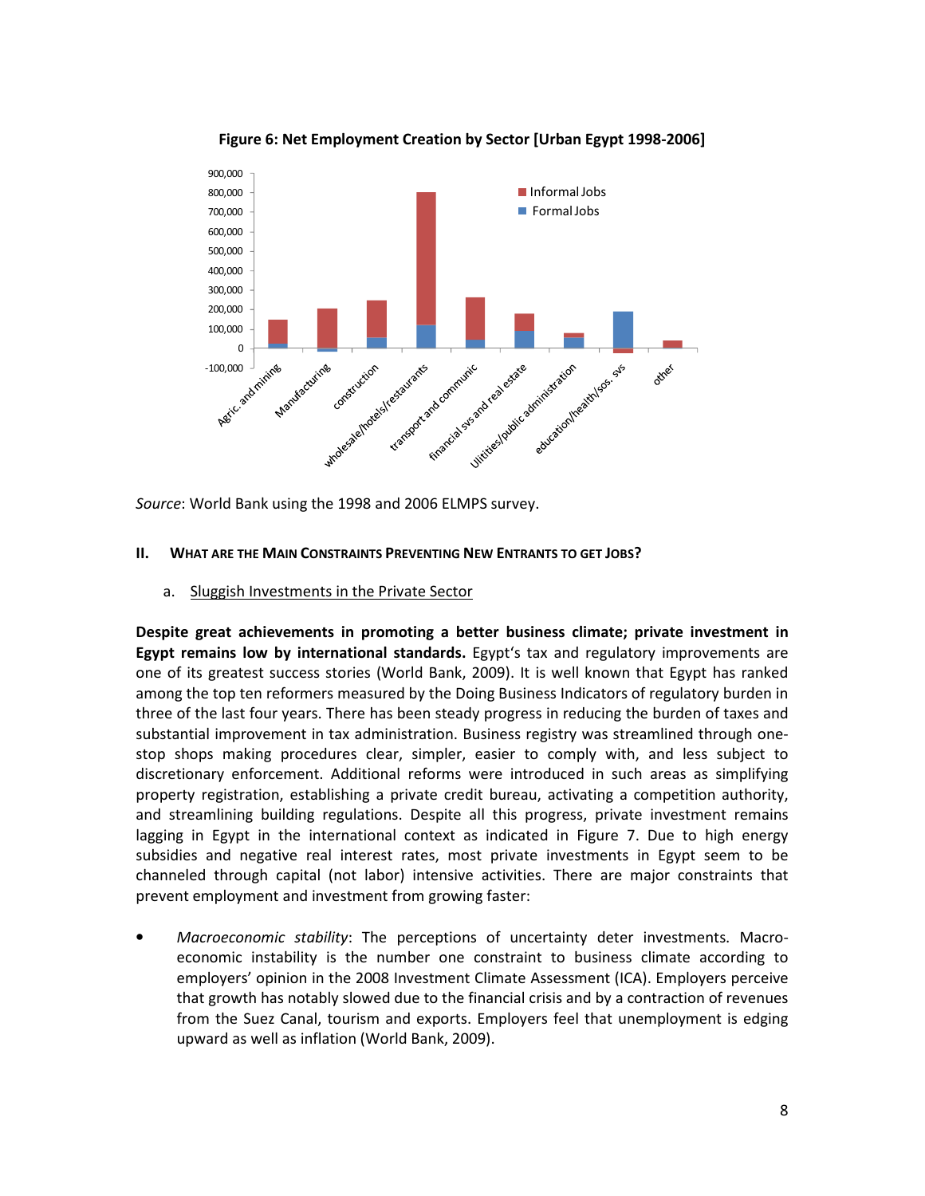**Figure 6: Net Employment Creation by Sector [Urban Egypt 1998-2006]**

*Source*: World Bank using the 1998 and 2006 ELMPS survey.

## II. What are the Main Constraints Preventing New Entrants to Get Jobs?

### a. Sluggish Investments in the Private Sector

**Despite great achievements in promoting a better business climate; private investment in Egypt remains low by international standards.** Egypt's tax and regulatory improvements are one of its greatest success stories (World Bank, 2009). It is well known that Egypt has ranked among the top ten reformers measured by the Doing Business Indicators of regulatory burden in three of the last four years. There has been steady progress in reducing the burden of taxes and substantial improvement in tax administration. Business registry was streamlined through one-stop shops making procedures clear, simpler, easier to comply with, and less subject to discretionary enforcement. Additional reforms were introduced in such areas as simplifying property registration, establishing a private credit bureau, activating a competition authority, and streamlining building regulations. Despite all this progress, private investment remains lagging in Egypt in the international context as indicated in Figure 7. Due to high energy subsidies and negative real interest rates, most private investments in Egypt seem to be channeled through capital (not labor) intensive activities. There are major constraints that prevent employment and investment from growing faster:

- *Macroeconomic stability*: The perceptions of uncertainty deter investments. Macro-economic instability is the number one constraint to business climate according to employers' opinion in the 2008 Investment Climate Assessment (ICA). Employers perceive that growth has notably slowed due to the financial crisis and by a contraction of revenues from the Suez Canal, tourism and exports. Employers feel that unemployment is edging upward as well as inflation (World Bank, 2009).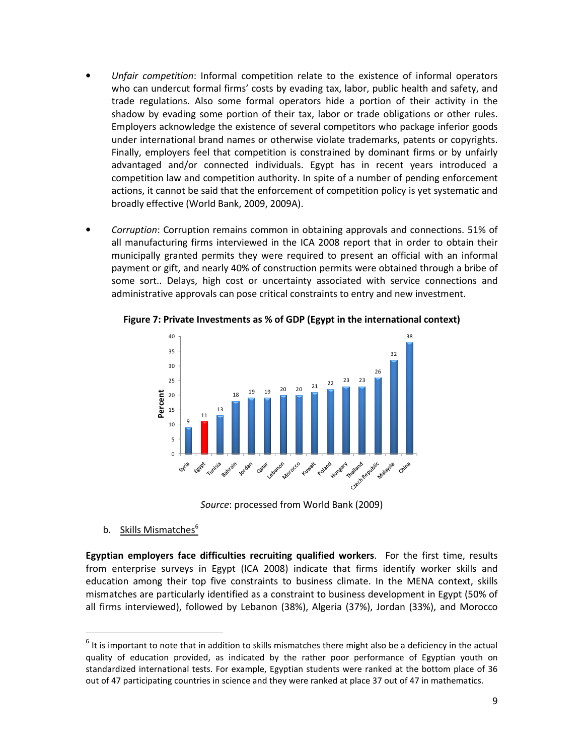- *Unfair competition*: Informal competition relate to the existence of informal operators who can undercut formal firms' costs by evading tax, labor, public health and safety, and trade regulations. Also some formal operators hide a portion of their activity in the shadow by evading some portion of their tax, labor or trade obligations or other rules. Employers acknowledge the existence of several competitors who package inferior goods under international brand names or otherwise violate trademarks, patents or copyrights. Finally, employers feel that competition is constrained by dominant firms or by unfairly advantaged and/or connected individuals. Egypt has in recent years introduced a competition law and competition authority. In spite of a number of pending enforcement actions, it cannot be said that the enforcement of competition policy is yet systematic and broadly effective (World Bank, 2009, 2009A).

- *Corruption*: Corruption remains common in obtaining approvals and connections. 51% of all manufacturing firms interviewed in the ICA 2008 report that in order to obtain their municipally granted permits they were required to present an official with an informal payment or gift, and nearly 40% of construction permits were obtained through a bribe of some sort.. Delays, high cost or uncertainty associated with service connections and administrative approvals can pose critical constraints to entry and new investment.

**Figure 7: Private Investments as % of GDP (Egypt in the international context)**

| Country | Percent |
|---|---|
| Syria | 9 |
| Egypt | 11 |
| Tunisia | 13 |
| Bahrain | 18 |
| Jordan | 19 |
| Qatar | 19 |
| Lebanon | 20 |
| Morocco | 20 |
| Kuwait | 21 |
| Poland | 22 |
| Hungary | 23 |
| Thailand | 23 |
| Czech Republic | 26 |
| Malaysia | 32 |
| China | 38 |

*Source*: processed from World Bank (2009)

b. Skills Mismatches[6]

**Egyptian employers face difficulties recruiting qualified workers**. For the first time, results from enterprise surveys in Egypt (ICA 2008) indicate that firms identify worker skills and education among their top five constraints to business climate. In the MENA context, skills mismatches are particularly identified as a constraint to business development in Egypt (50% of all firms interviewed), followed by Lebanon (38%), Algeria (37%), Jordan (33%), and Morocco

[6] It is important to note that in addition to skills mismatches there might also be a deficiency in the actual quality of education provided, as indicated by the rather poor performance of Egyptian youth on standardized international tests. For example, Egyptian students were ranked at the bottom place of 36 out of 47 participating countries in science and they were ranked at place 37 out of 47 in mathematics.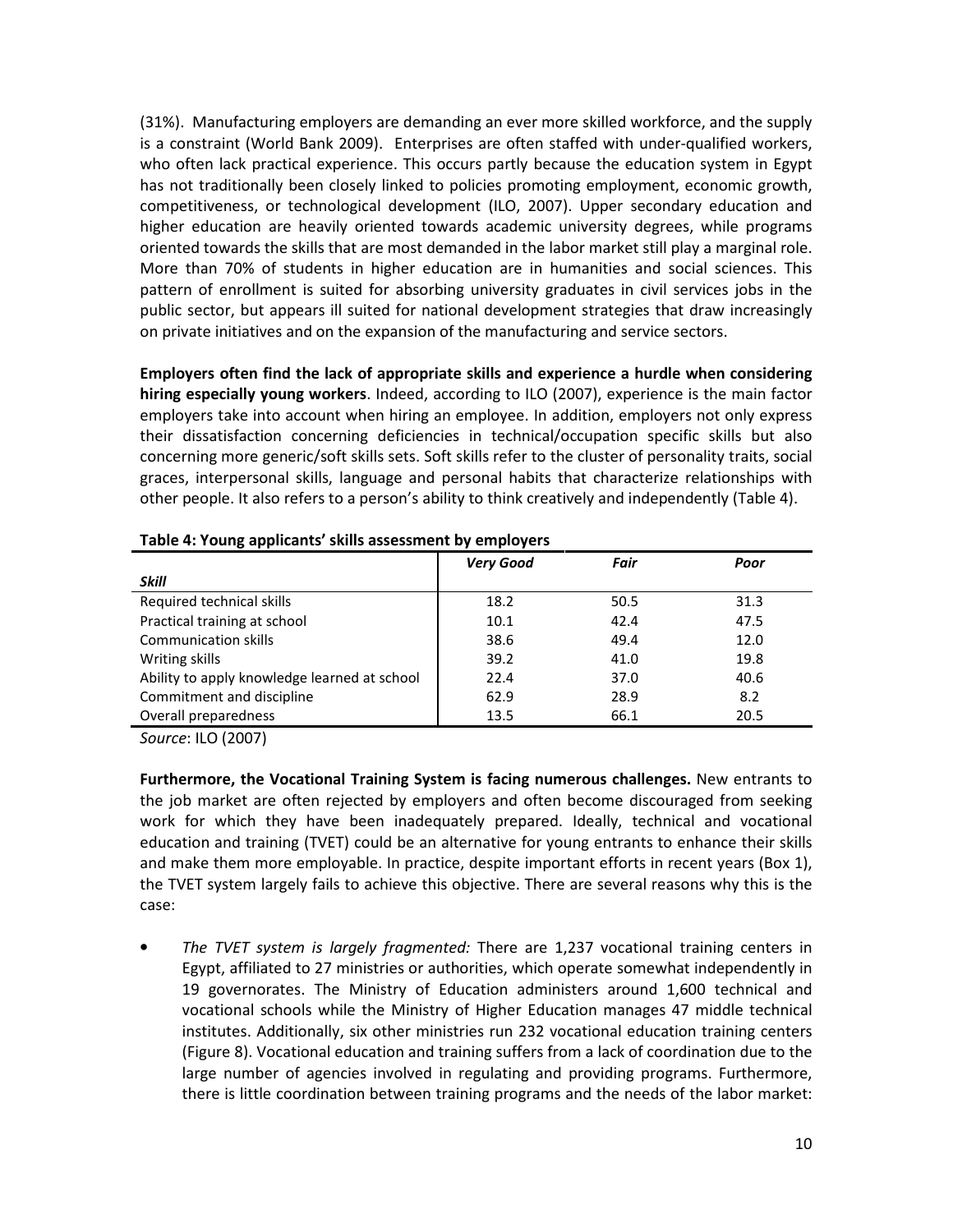(31%). Manufacturing employers are demanding an ever more skilled workforce, and the supply is a constraint (World Bank 2009). Enterprises are often staffed with under-qualified workers, who often lack practical experience. This occurs partly because the education system in Egypt has not traditionally been closely linked to policies promoting employment, economic growth, competitiveness, or technological development (ILO, 2007). Upper secondary education and higher education are heavily oriented towards academic university degrees, while programs oriented towards the skills that are most demanded in the labor market still play a marginal role. More than 70% of students in higher education are in humanities and social sciences. This pattern of enrollment is suited for absorbing university graduates in civil services jobs in the public sector, but appears ill suited for national development strategies that draw increasingly on private initiatives and on the expansion of the manufacturing and service sectors.

**Employers often find the lack of appropriate skills and experience a hurdle when considering hiring especially young workers**. Indeed, according to ILO (2007), experience is the main factor employers take into account when hiring an employee. In addition, employers not only express their dissatisfaction concerning deficiencies in technical/occupation specific skills but also concerning more generic/soft skills sets. Soft skills refer to the cluster of personality traits, social graces, interpersonal skills, language and personal habits that characterize relationships with other people. It also refers to a person's ability to think creatively and independently (Table 4).

**Table 4: Young applicants' skills assessment by employers**

| *Skill* | *Very Good* | *Fair* | *Poor* |
|---|---|---|---|
| Required technical skills | 18.2 | 50.5 | 31.3 |
| Practical training at school | 10.1 | 42.4 | 47.5 |
| Communication skills | 38.6 | 49.4 | 12.0 |
| Writing skills | 39.2 | 41.0 | 19.8 |
| Ability to apply knowledge learned at school | 22.4 | 37.0 | 40.6 |
| Commitment and discipline | 62.9 | 28.9 | 8.2 |
| Overall preparedness | 13.5 | 66.1 | 20.5 |

*Source*: ILO (2007)

**Furthermore, the Vocational Training System is facing numerous challenges.** New entrants to the job market are often rejected by employers and often become discouraged from seeking work for which they have been inadequately prepared. Ideally, technical and vocational education and training (TVET) could be an alternative for young entrants to enhance their skills and make them more employable. In practice, despite important efforts in recent years (Box 1), the TVET system largely fails to achieve this objective. There are several reasons why this is the case:

- *The TVET system is largely fragmented:* There are 1,237 vocational training centers in Egypt, affiliated to 27 ministries or authorities, which operate somewhat independently in 19 governorates. The Ministry of Education administers around 1,600 technical and vocational schools while the Ministry of Higher Education manages 47 middle technical institutes. Additionally, six other ministries run 232 vocational education training centers (Figure 8). Vocational education and training suffers from a lack of coordination due to the large number of agencies involved in regulating and providing programs. Furthermore, there is little coordination between training programs and the needs of the labor market: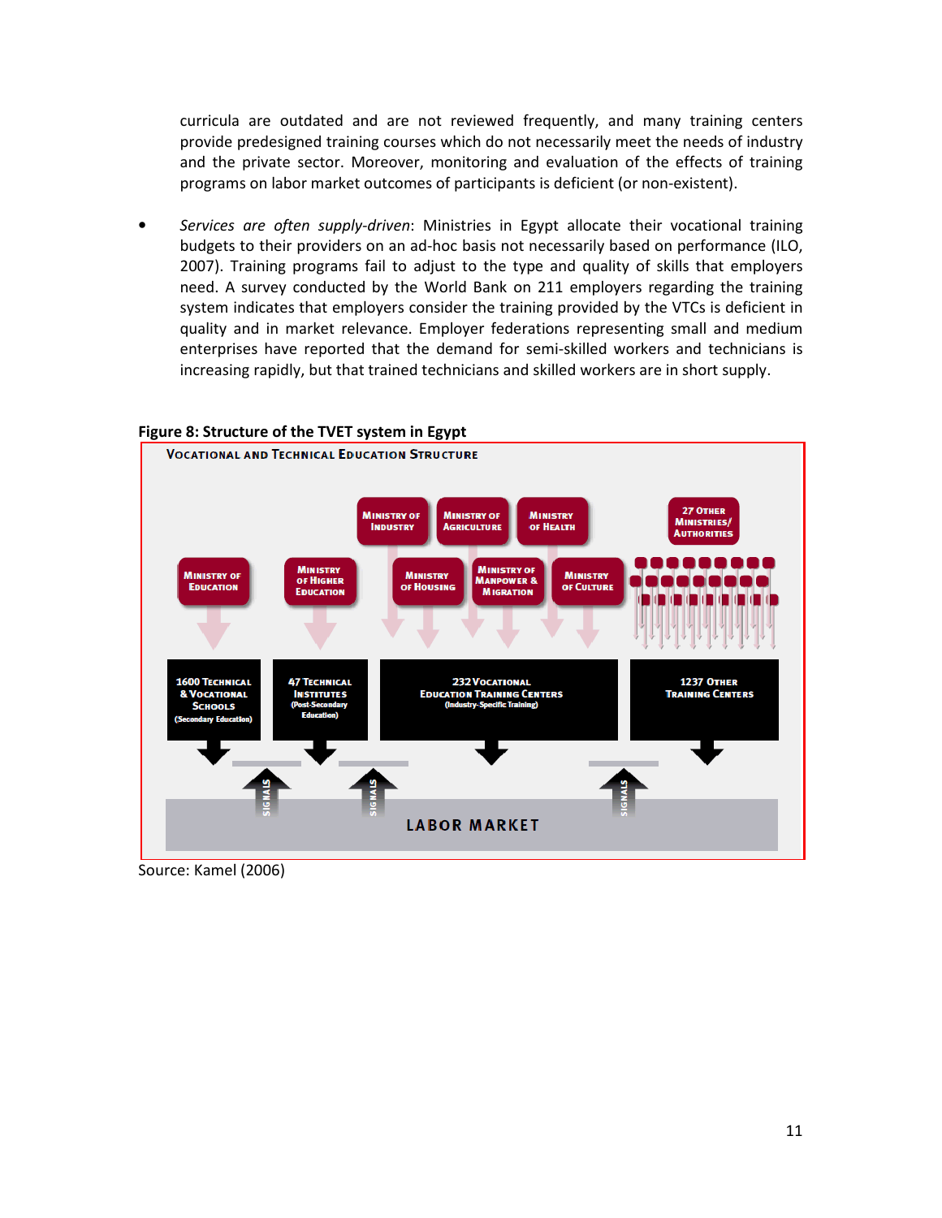curricula are outdated and are not reviewed frequently, and many training centers provide predesigned training courses which do not necessarily meet the needs of industry and the private sector. Moreover, monitoring and evaluation of the effects of training programs on labor market outcomes of participants is deficient (or non-existent).

- *Services are often supply-driven*: Ministries in Egypt allocate their vocational training budgets to their providers on an ad-hoc basis not necessarily based on performance (ILO, 2007). Training programs fail to adjust to the type and quality of skills that employers need. A survey conducted by the World Bank on 211 employers regarding the training system indicates that employers consider the training provided by the VTCs is deficient in quality and in market relevance. Employer federations representing small and medium enterprises have reported that the demand for semi-skilled workers and technicians is increasing rapidly, but that trained technicians and skilled workers are in short supply.

**Figure 8: Structure of the TVET system in Egypt**

VOCATIONAL AND TECHNICAL EDUCATION STRUCTURE

Ministry of Industry | Ministry of Agriculture | Ministry of Health | 27 Other Ministries/Authorities

Ministry of Education | Ministry of Higher Education | Ministry of Housing | Ministry of Manpower & Migration | Ministry of Culture

1600 Technical & Vocational Schools (Secondary Education) | 47 Technical Institutes (Post-Secondary Education) | 232 Vocational Education Training Centers (Industry-Specific Training) | 1237 Other Training Centers

Signals | Signals | Signals

LABOR MARKET

Source: Kamel (2006)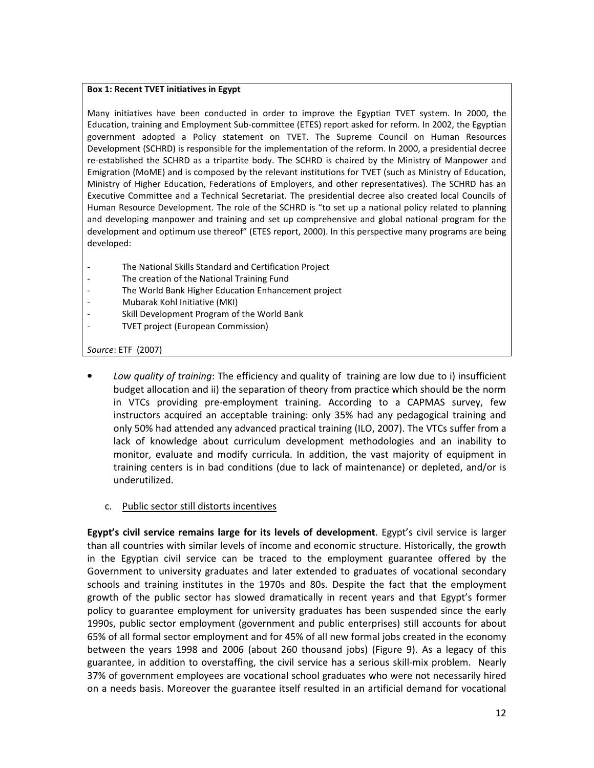**Box 1: Recent TVET initiatives in Egypt**

Many initiatives have been conducted in order to improve the Egyptian TVET system. In 2000, the Education, training and Employment Sub-committee (ETES) report asked for reform. In 2002, the Egyptian government adopted a Policy statement on TVET. The Supreme Council on Human Resources Development (SCHRD) is responsible for the implementation of the reform. In 2000, a presidential decree re-established the SCHRD as a tripartite body. The SCHRD is chaired by the Ministry of Manpower and Emigration (MoME) and is composed by the relevant institutions for TVET (such as Ministry of Education, Ministry of Higher Education, Federations of Employers, and other representatives). The SCHRD has an Executive Committee and a Technical Secretariat. The presidential decree also created local Councils of Human Resource Development. The role of the SCHRD is "to set up a national policy related to planning and developing manpower and training and set up comprehensive and global national program for the development and optimum use thereof" (ETES report, 2000). In this perspective many programs are being developed:

- The National Skills Standard and Certification Project
- The creation of the National Training Fund
- The World Bank Higher Education Enhancement project
- Mubarak Kohl Initiative (MKI)
- Skill Development Program of the World Bank
- TVET project (European Commission)

*Source*: ETF (2007)

- *Low quality of training*: The efficiency and quality of training are low due to i) insufficient budget allocation and ii) the separation of theory from practice which should be the norm in VTCs providing pre-employment training. According to a CAPMAS survey, few instructors acquired an acceptable training: only 35% had any pedagogical training and only 50% had attended any advanced practical training (ILO, 2007). The VTCs suffer from a lack of knowledge about curriculum development methodologies and an inability to monitor, evaluate and modify curricula. In addition, the vast majority of equipment in training centers is in bad conditions (due to lack of maintenance) or depleted, and/or is underutilized.

c. Public sector still distorts incentives

**Egypt's civil service remains large for its levels of development**. Egypt's civil service is larger than all countries with similar levels of income and economic structure. Historically, the growth in the Egyptian civil service can be traced to the employment guarantee offered by the Government to university graduates and later extended to graduates of vocational secondary schools and training institutes in the 1970s and 80s. Despite the fact that the employment growth of the public sector has slowed dramatically in recent years and that Egypt's former policy to guarantee employment for university graduates has been suspended since the early 1990s, public sector employment (government and public enterprises) still accounts for about 65% of all formal sector employment and for 45% of all new formal jobs created in the economy between the years 1998 and 2006 (about 260 thousand jobs) (Figure 9). As a legacy of this guarantee, in addition to overstaffing, the civil service has a serious skill-mix problem. Nearly 37% of government employees are vocational school graduates who were not necessarily hired on a needs basis. Moreover the guarantee itself resulted in an artificial demand for vocational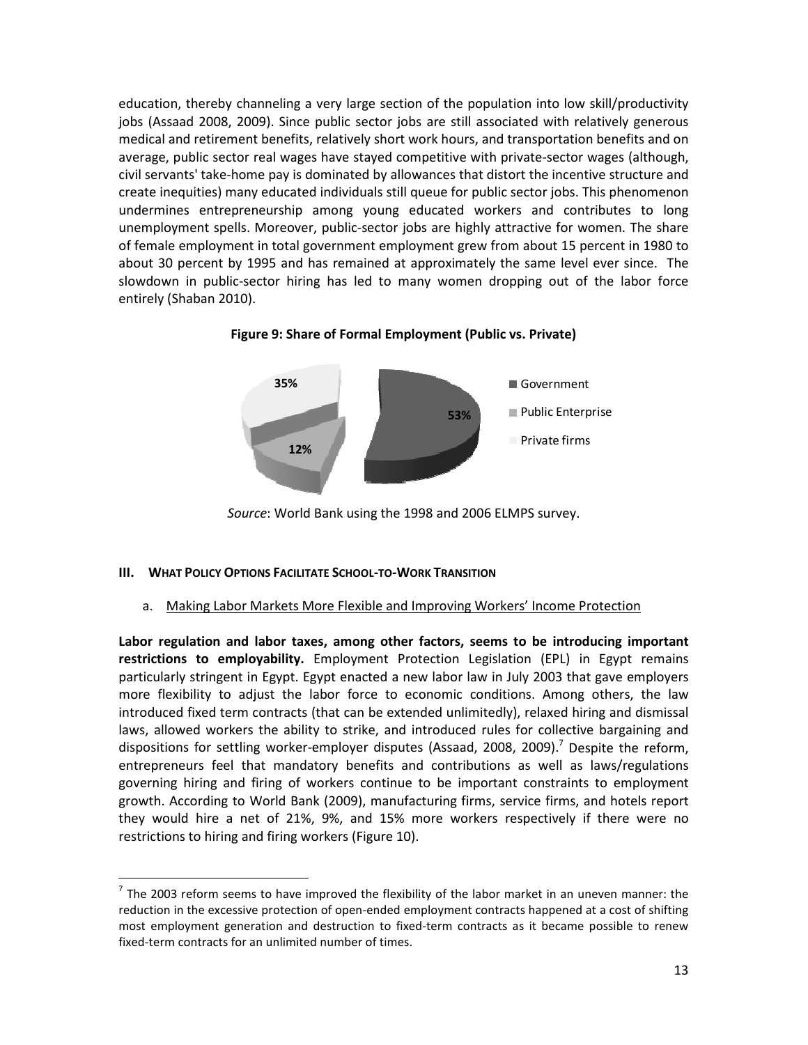education, thereby channeling a very large section of the population into low skill/productivity jobs (Assaad 2008, 2009). Since public sector jobs are still associated with relatively generous medical and retirement benefits, relatively short work hours, and transportation benefits and on average, public sector real wages have stayed competitive with private-sector wages (although, civil servants' take-home pay is dominated by allowances that distort the incentive structure and create inequities) many educated individuals still queue for public sector jobs. This phenomenon undermines entrepreneurship among young educated workers and contributes to long unemployment spells. Moreover, public-sector jobs are highly attractive for women. The share of female employment in total government employment grew from about 15 percent in 1980 to about 30 percent by 1995 and has remained at approximately the same level ever since. The slowdown in public-sector hiring has led to many women dropping out of the labor force entirely (Shaban 2010).

**Figure 9: Share of Formal Employment (Public vs. Private)**

| Category | Share |
|---|---|
| Government | 53% |
| Public Enterprise | 12% |
| Private firms | 35% |

*Source*: World Bank using the 1998 and 2006 ELMPS survey.

## III. What Policy Options Facilitate School-to-Work Transition

### a. Making Labor Markets More Flexible and Improving Workers' Income Protection

**Labor regulation and labor taxes, among other factors, seems to be introducing important restrictions to employability.** Employment Protection Legislation (EPL) in Egypt remains particularly stringent in Egypt. Egypt enacted a new labor law in July 2003 that gave employers more flexibility to adjust the labor force to economic conditions. Among others, the law introduced fixed term contracts (that can be extended unlimitedly), relaxed hiring and dismissal laws, allowed workers the ability to strike, and introduced rules for collective bargaining and dispositions for settling worker-employer disputes (Assaad, 2008, 2009).[7] Despite the reform, entrepreneurs feel that mandatory benefits and contributions as well as laws/regulations governing hiring and firing of workers continue to be important constraints to employment growth. According to World Bank (2009), manufacturing firms, service firms, and hotels report they would hire a net of 21%, 9%, and 15% more workers respectively if there were no restrictions to hiring and firing workers (Figure 10).

[7] The 2003 reform seems to have improved the flexibility of the labor market in an uneven manner: the reduction in the excessive protection of open-ended employment contracts happened at a cost of shifting most employment generation and destruction to fixed-term contracts as it became possible to renew fixed-term contracts for an unlimited number of times.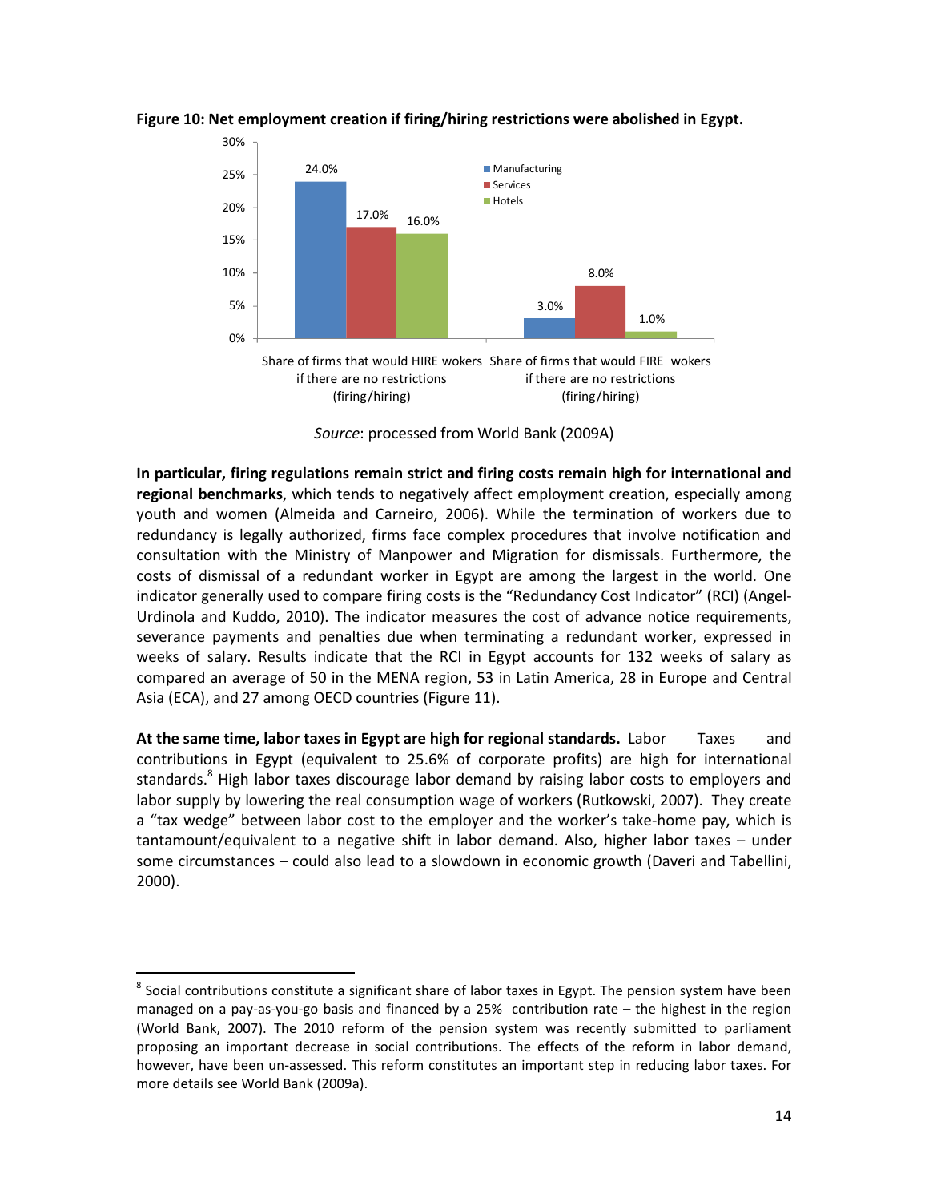**Figure 10: Net employment creation if firing/hiring restrictions were abolished in Egypt.**

| | Manufacturing | Services | Hotels |
|---|---|---|---|
| Share of firms that would HIRE wokers if there are no restrictions (firing/hiring) | 24.0% | 17.0% | 16.0% |
| Share of firms that would FIRE wokers if there are no restrictions (firing/hiring) | 3.0% | 8.0% | 1.0% |

*Source*: processed from World Bank (2009A)

**In particular, firing regulations remain strict and firing costs remain high for international and regional benchmarks**, which tends to negatively affect employment creation, especially among youth and women (Almeida and Carneiro, 2006). While the termination of workers due to redundancy is legally authorized, firms face complex procedures that involve notification and consultation with the Ministry of Manpower and Migration for dismissals. Furthermore, the costs of dismissal of a redundant worker in Egypt are among the largest in the world. One indicator generally used to compare firing costs is the "Redundancy Cost Indicator" (RCI) (Angel-Urdinola and Kuddo, 2010). The indicator measures the cost of advance notice requirements, severance payments and penalties due when terminating a redundant worker, expressed in weeks of salary. Results indicate that the RCI in Egypt accounts for 132 weeks of salary as compared an average of 50 in the MENA region, 53 in Latin America, 28 in Europe and Central Asia (ECA), and 27 among OECD countries (Figure 11).

**At the same time, labor taxes in Egypt are high for regional standards.** Labor Taxes and contributions in Egypt (equivalent to 25.6% of corporate profits) are high for international standards.[8] High labor taxes discourage labor demand by raising labor costs to employers and labor supply by lowering the real consumption wage of workers (Rutkowski, 2007). They create a "tax wedge" between labor cost to the employer and the worker's take-home pay, which is tantamount/equivalent to a negative shift in labor demand. Also, higher labor taxes – under some circumstances – could also lead to a slowdown in economic growth (Daveri and Tabellini, 2000).

[8] Social contributions constitute a significant share of labor taxes in Egypt. The pension system have been managed on a pay-as-you-go basis and financed by a 25% contribution rate – the highest in the region (World Bank, 2007). The 2010 reform of the pension system was recently submitted to parliament proposing an important decrease in social contributions. The effects of the reform in labor demand, however, have been un-assessed. This reform constitutes an important step in reducing labor taxes. For more details see World Bank (2009a).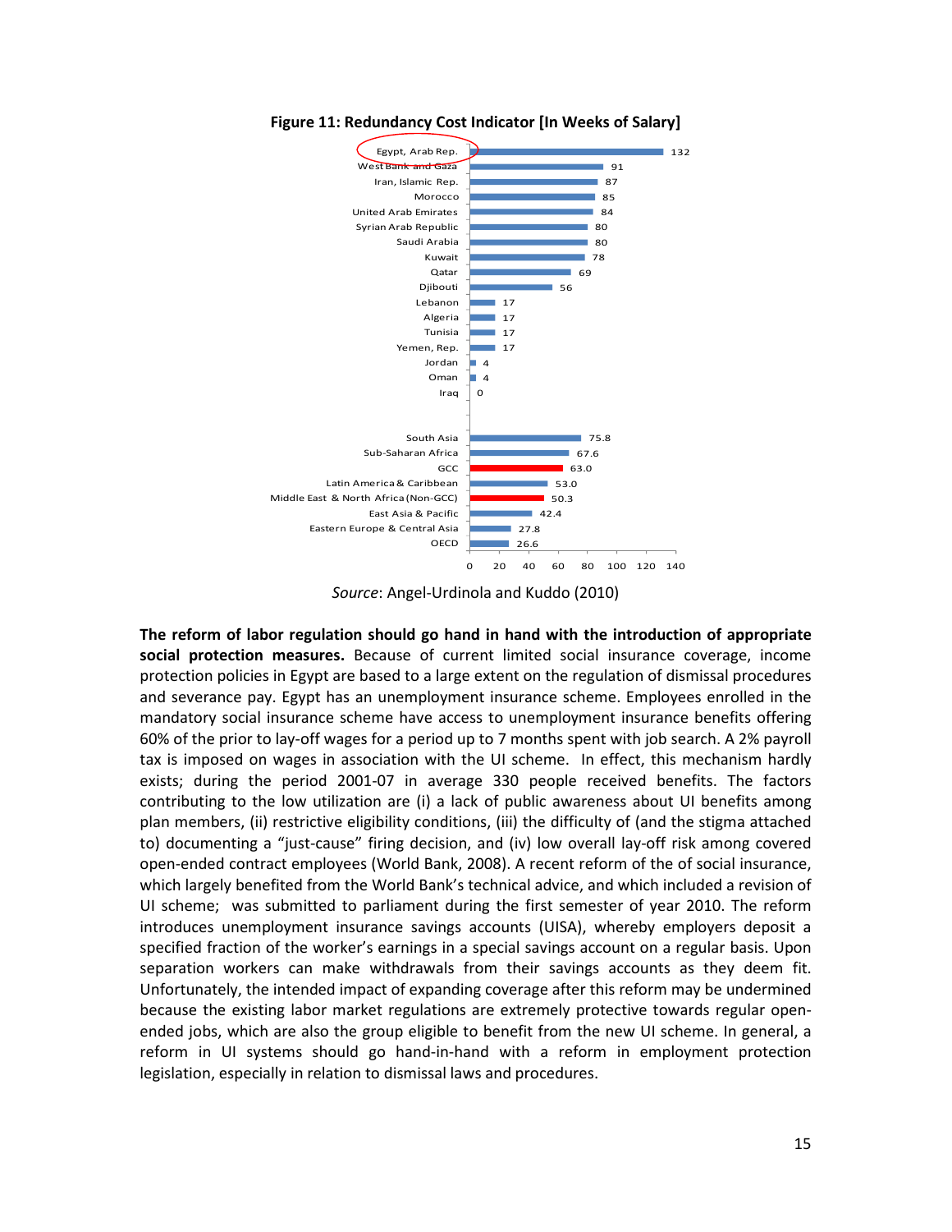**Figure 11: Redundancy Cost Indicator [In Weeks of Salary]**

| Country/Region | Weeks of Salary |
|---|---|
| Egypt, Arab Rep. | 132 |
| West Bank and Gaza | 91 |
| Iran, Islamic Rep. | 87 |
| Morocco | 85 |
| United Arab Emirates | 84 |
| Syrian Arab Republic | 80 |
| Saudi Arabia | 80 |
| Kuwait | 78 |
| Qatar | 69 |
| Djibouti | 56 |
| Lebanon | 17 |
| Algeria | 17 |
| Tunisia | 17 |
| Yemen, Rep. | 17 |
| Jordan | 4 |
| Oman | 4 |
| Iraq | 0 |
| South Asia | 75.8 |
| Sub-Saharan Africa | 67.6 |
| GCC | 63.0 |
| Latin America & Caribbean | 53.0 |
| Middle East & North Africa (Non-GCC) | 50.3 |
| East Asia & Pacific | 42.4 |
| Eastern Europe & Central Asia | 27.8 |
| OECD | 26.6 |

*Source*: Angel-Urdinola and Kuddo (2010)

**The reform of labor regulation should go hand in hand with the introduction of appropriate social protection measures.** Because of current limited social insurance coverage, income protection policies in Egypt are based to a large extent on the regulation of dismissal procedures and severance pay. Egypt has an unemployment insurance scheme. Employees enrolled in the mandatory social insurance scheme have access to unemployment insurance benefits offering 60% of the prior to lay-off wages for a period up to 7 months spent with job search. A 2% payroll tax is imposed on wages in association with the UI scheme. In effect, this mechanism hardly exists; during the period 2001-07 in average 330 people received benefits. The factors contributing to the low utilization are (i) a lack of public awareness about UI benefits among plan members, (ii) restrictive eligibility conditions, (iii) the difficulty of (and the stigma attached to) documenting a "just-cause" firing decision, and (iv) low overall lay-off risk among covered open-ended contract employees (World Bank, 2008). A recent reform of the of social insurance, which largely benefited from the World Bank's technical advice, and which included a revision of UI scheme; was submitted to parliament during the first semester of year 2010. The reform introduces unemployment insurance savings accounts (UISA), whereby employers deposit a specified fraction of the worker's earnings in a special savings account on a regular basis. Upon separation workers can make withdrawals from their savings accounts as they deem fit. Unfortunately, the intended impact of expanding coverage after this reform may be undermined because the existing labor market regulations are extremely protective towards regular open-ended jobs, which are also the group eligible to benefit from the new UI scheme. In general, a reform in UI systems should go hand-in-hand with a reform in employment protection legislation, especially in relation to dismissal laws and procedures.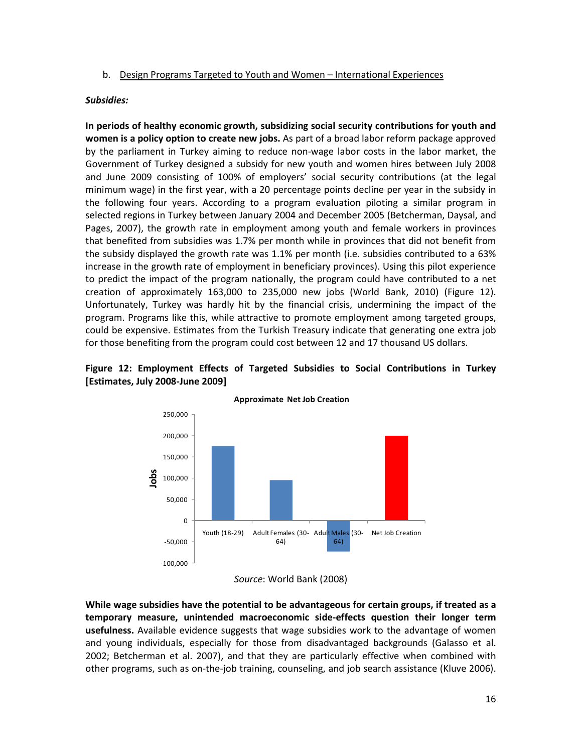b. Design Programs Targeted to Youth and Women – International Experiences

***Subsidies:***

**In periods of healthy economic growth, subsidizing social security contributions for youth and women is a policy option to create new jobs.** As part of a broad labor reform package approved by the parliament in Turkey aiming to reduce non-wage labor costs in the labor market, the Government of Turkey designed a subsidy for new youth and women hires between July 2008 and June 2009 consisting of 100% of employers' social security contributions (at the legal minimum wage) in the first year, with a 20 percentage points decline per year in the subsidy in the following four years. According to a program evaluation piloting a similar program in selected regions in Turkey between January 2004 and December 2005 (Betcherman, Daysal, and Pages, 2007), the growth rate in employment among youth and female workers in provinces that benefited from subsidies was 1.7% per month while in provinces that did not benefit from the subsidy displayed the growth rate was 1.1% per month (i.e. subsidies contributed to a 63% increase in the growth rate of employment in beneficiary provinces). Using this pilot experience to predict the impact of the program nationally, the program could have contributed to a net creation of approximately 163,000 to 235,000 new jobs (World Bank, 2010) (Figure 12). Unfortunately, Turkey was hardly hit by the financial crisis, undermining the impact of the program. Programs like this, while attractive to promote employment among targeted groups, could be expensive. Estimates from the Turkish Treasury indicate that generating one extra job for those benefiting from the program could cost between 12 and 17 thousand US dollars.

**Figure 12: Employment Effects of Targeted Subsidies to Social Contributions in Turkey [Estimates, July 2008-June 2009]**

*Source*: World Bank (2008)

**While wage subsidies have the potential to be advantageous for certain groups, if treated as a temporary measure, unintended macroeconomic side-effects question their longer term usefulness.** Available evidence suggests that wage subsidies work to the advantage of women and young individuals, especially for those from disadvantaged backgrounds (Galasso et al. 2002; Betcherman et al. 2007), and that they are particularly effective when combined with other programs, such as on-the-job training, counseling, and job search assistance (Kluve 2006).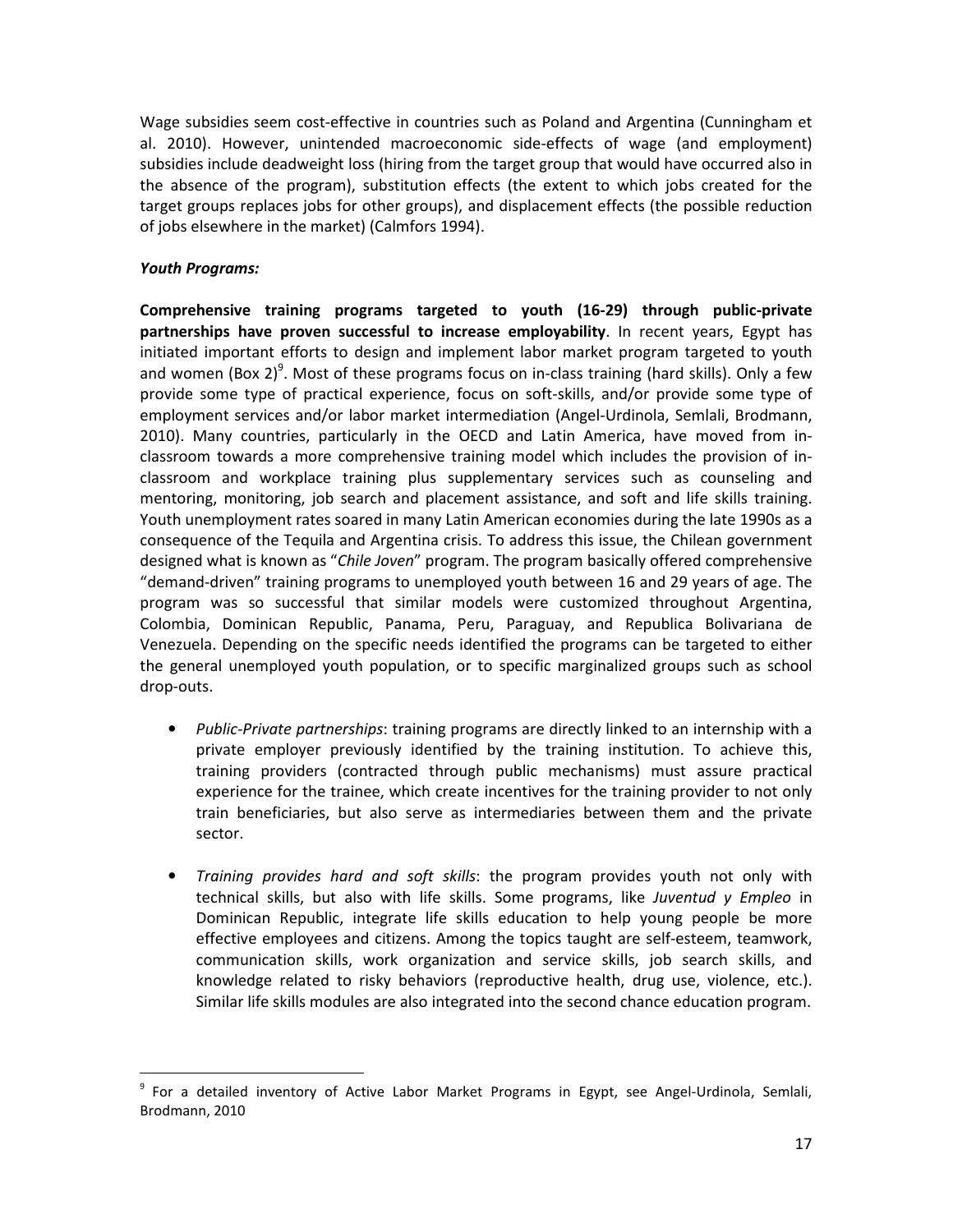Wage subsidies seem cost-effective in countries such as Poland and Argentina (Cunningham et al. 2010). However, unintended macroeconomic side-effects of wage (and employment) subsidies include deadweight loss (hiring from the target group that would have occurred also in the absence of the program), substitution effects (the extent to which jobs created for the target groups replaces jobs for other groups), and displacement effects (the possible reduction of jobs elsewhere in the market) (Calmfors 1994).

***Youth Programs:***

**Comprehensive training programs targeted to youth (16-29) through public-private partnerships have proven successful to increase employability**. In recent years, Egypt has initiated important efforts to design and implement labor market program targeted to youth and women (Box 2)[9]. Most of these programs focus on in-class training (hard skills). Only a few provide some type of practical experience, focus on soft-skills, and/or provide some type of employment services and/or labor market intermediation (Angel-Urdinola, Semlali, Brodmann, 2010). Many countries, particularly in the OECD and Latin America, have moved from in-classroom towards a more comprehensive training model which includes the provision of in-classroom and workplace training plus supplementary services such as counseling and mentoring, monitoring, job search and placement assistance, and soft and life skills training. Youth unemployment rates soared in many Latin American economies during the late 1990s as a consequence of the Tequila and Argentina crisis. To address this issue, the Chilean government designed what is known as "*Chile Joven*" program. The program basically offered comprehensive "demand-driven" training programs to unemployed youth between 16 and 29 years of age. The program was so successful that similar models were customized throughout Argentina, Colombia, Dominican Republic, Panama, Peru, Paraguay, and Republica Bolivariana de Venezuela. Depending on the specific needs identified the programs can be targeted to either the general unemployed youth population, or to specific marginalized groups such as school drop-outs.

- *Public-Private partnerships*: training programs are directly linked to an internship with a private employer previously identified by the training institution. To achieve this, training providers (contracted through public mechanisms) must assure practical experience for the trainee, which create incentives for the training provider to not only train beneficiaries, but also serve as intermediaries between them and the private sector.

- *Training provides hard and soft skills*: the program provides youth not only with technical skills, but also with life skills. Some programs, like *Juventud y Empleo* in Dominican Republic, integrate life skills education to help young people be more effective employees and citizens. Among the topics taught are self-esteem, teamwork, communication skills, work organization and service skills, job search skills, and knowledge related to risky behaviors (reproductive health, drug use, violence, etc.). Similar life skills modules are also integrated into the second chance education program.

[9] For a detailed inventory of Active Labor Market Programs in Egypt, see Angel-Urdinola, Semlali, Brodmann, 2010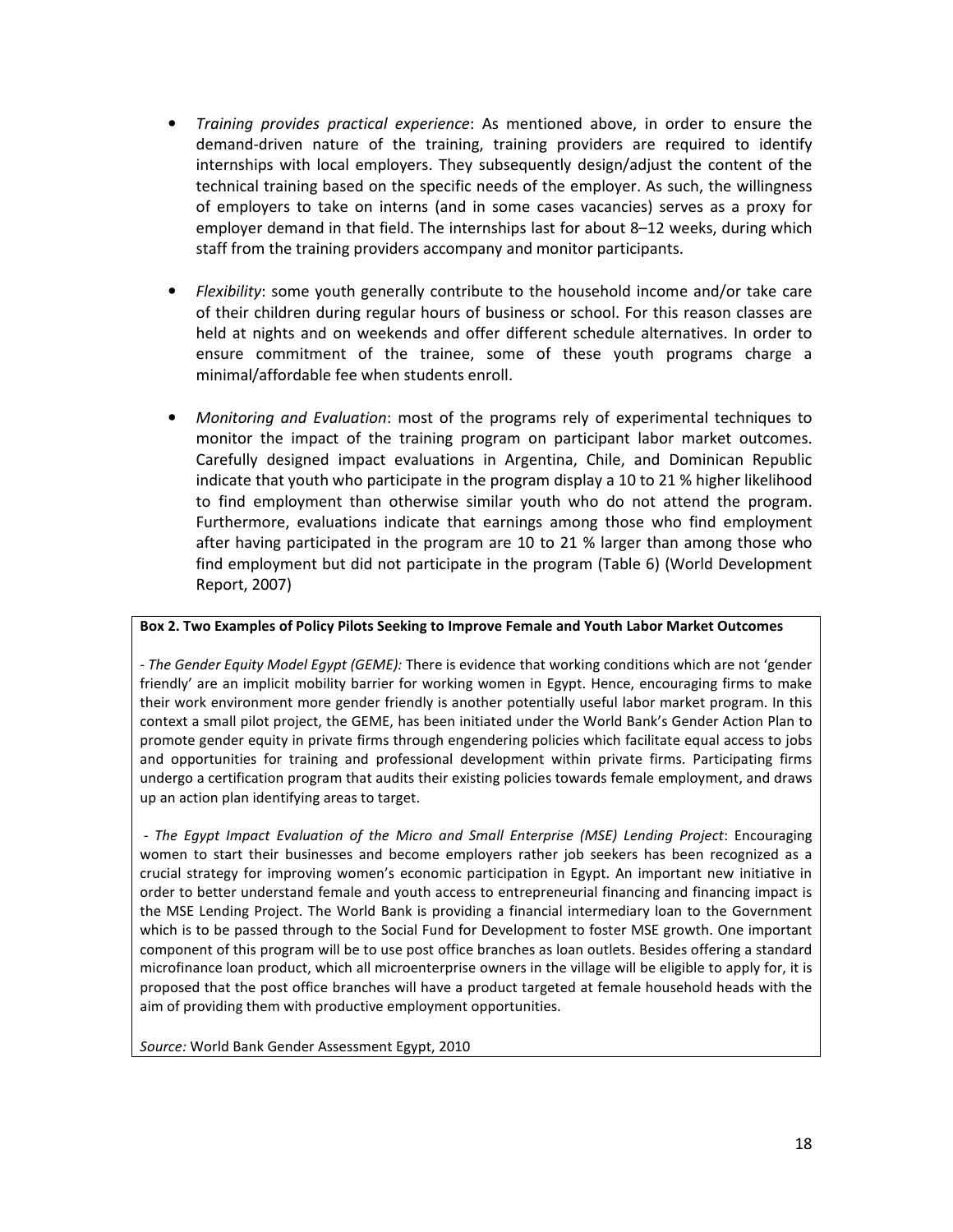- *Training provides practical experience*: As mentioned above, in order to ensure the demand-driven nature of the training, training providers are required to identify internships with local employers. They subsequently design/adjust the content of the technical training based on the specific needs of the employer. As such, the willingness of employers to take on interns (and in some cases vacancies) serves as a proxy for employer demand in that field. The internships last for about 8–12 weeks, during which staff from the training providers accompany and monitor participants.

- *Flexibility*: some youth generally contribute to the household income and/or take care of their children during regular hours of business or school. For this reason classes are held at nights and on weekends and offer different schedule alternatives. In order to ensure commitment of the trainee, some of these youth programs charge a minimal/affordable fee when students enroll.

- *Monitoring and Evaluation*: most of the programs rely of experimental techniques to monitor the impact of the training program on participant labor market outcomes. Carefully designed impact evaluations in Argentina, Chile, and Dominican Republic indicate that youth who participate in the program display a 10 to 21 % higher likelihood to find employment than otherwise similar youth who do not attend the program. Furthermore, evaluations indicate that earnings among those who find employment after having participated in the program are 10 to 21 % larger than among those who find employment but did not participate in the program (Table 6) (World Development Report, 2007)

**Box 2. Two Examples of Policy Pilots Seeking to Improve Female and Youth Labor Market Outcomes**

- *The Gender Equity Model Egypt (GEME):* There is evidence that working conditions which are not 'gender friendly' are an implicit mobility barrier for working women in Egypt. Hence, encouraging firms to make their work environment more gender friendly is another potentially useful labor market program. In this context a small pilot project, the GEME, has been initiated under the World Bank's Gender Action Plan to promote gender equity in private firms through engendering policies which facilitate equal access to jobs and opportunities for training and professional development within private firms. Participating firms undergo a certification program that audits their existing policies towards female employment, and draws up an action plan identifying areas to target.

- *The Egypt Impact Evaluation of the Micro and Small Enterprise (MSE) Lending Project*: Encouraging women to start their businesses and become employers rather job seekers has been recognized as a crucial strategy for improving women's economic participation in Egypt. An important new initiative in order to better understand female and youth access to entrepreneurial financing and financing impact is the MSE Lending Project. The World Bank is providing a financial intermediary loan to the Government which is to be passed through to the Social Fund for Development to foster MSE growth. One important component of this program will be to use post office branches as loan outlets. Besides offering a standard microfinance loan product, which all microenterprise owners in the village will be eligible to apply for, it is proposed that the post office branches will have a product targeted at female household heads with the aim of providing them with productive employment opportunities.

*Source:* World Bank Gender Assessment Egypt, 2010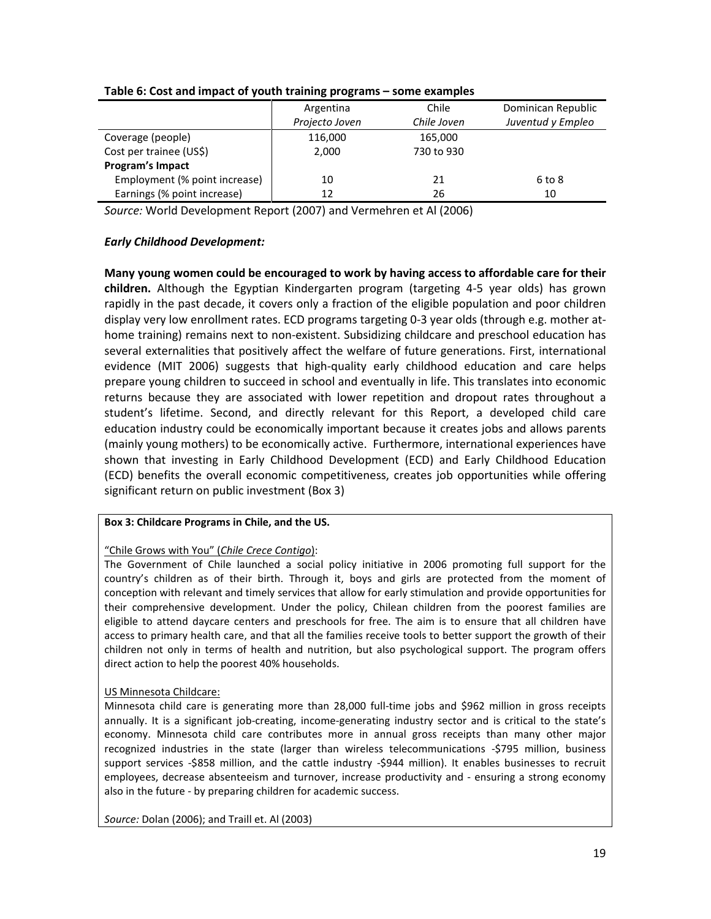**Table 6: Cost and impact of youth training programs – some examples**

| | Argentina *Projecto Joven* | Chile *Chile Joven* | Dominican Republic *Juventud y Empleo* |
|---|---|---|---|
| Coverage (people) | 116,000 | 165,000 | |
| Cost per trainee (US$) | 2,000 | 730 to 930 | |
| **Program's Impact** | | | |
| Employment (% point increase) | 10 | 21 | 6 to 8 |
| Earnings (% point increase) | 12 | 26 | 10 |

*Source:* World Development Report (2007) and Vermehren et Al (2006)

***Early Childhood Development:***

**Many young women could be encouraged to work by having access to affordable care for their children.** Although the Egyptian Kindergarten program (targeting 4-5 year olds) has grown rapidly in the past decade, it covers only a fraction of the eligible population and poor children display very low enrollment rates. ECD programs targeting 0-3 year olds (through e.g. mother at-home training) remains next to non-existent. Subsidizing childcare and preschool education has several externalities that positively affect the welfare of future generations. First, international evidence (MIT 2006) suggests that high-quality early childhood education and care helps prepare young children to succeed in school and eventually in life. This translates into economic returns because they are associated with lower repetition and dropout rates throughout a student's lifetime. Second, and directly relevant for this Report, a developed child care education industry could be economically important because it creates jobs and allows parents (mainly young mothers) to be economically active. Furthermore, international experiences have shown that investing in Early Childhood Development (ECD) and Early Childhood Education (ECD) benefits the overall economic competitiveness, creates job opportunities while offering significant return on public investment (Box 3)

**Box 3: Childcare Programs in Chile, and the US.**

"Chile Grows with You" (*Chile Crece Contigo*):

The Government of Chile launched a social policy initiative in 2006 promoting full support for the country's children as of their birth. Through it, boys and girls are protected from the moment of conception with relevant and timely services that allow for early stimulation and provide opportunities for their comprehensive development. Under the policy, Chilean children from the poorest families are eligible to attend daycare centers and preschools for free. The aim is to ensure that all children have access to primary health care, and that all the families receive tools to better support the growth of their children not only in terms of health and nutrition, but also psychological support. The program offers direct action to help the poorest 40% households.

US Minnesota Childcare:

Minnesota child care is generating more than 28,000 full-time jobs and $962 million in gross receipts annually. It is a significant job-creating, income-generating industry sector and is critical to the state's economy. Minnesota child care contributes more in annual gross receipts than many other major recognized industries in the state (larger than wireless telecommunications -$795 million, business support services -$858 million, and the cattle industry -$944 million). It enables businesses to recruit employees, decrease absenteeism and turnover, increase productivity and - ensuring a strong economy also in the future - by preparing children for academic success.

*Source:* Dolan (2006); and Traill et. Al (2003)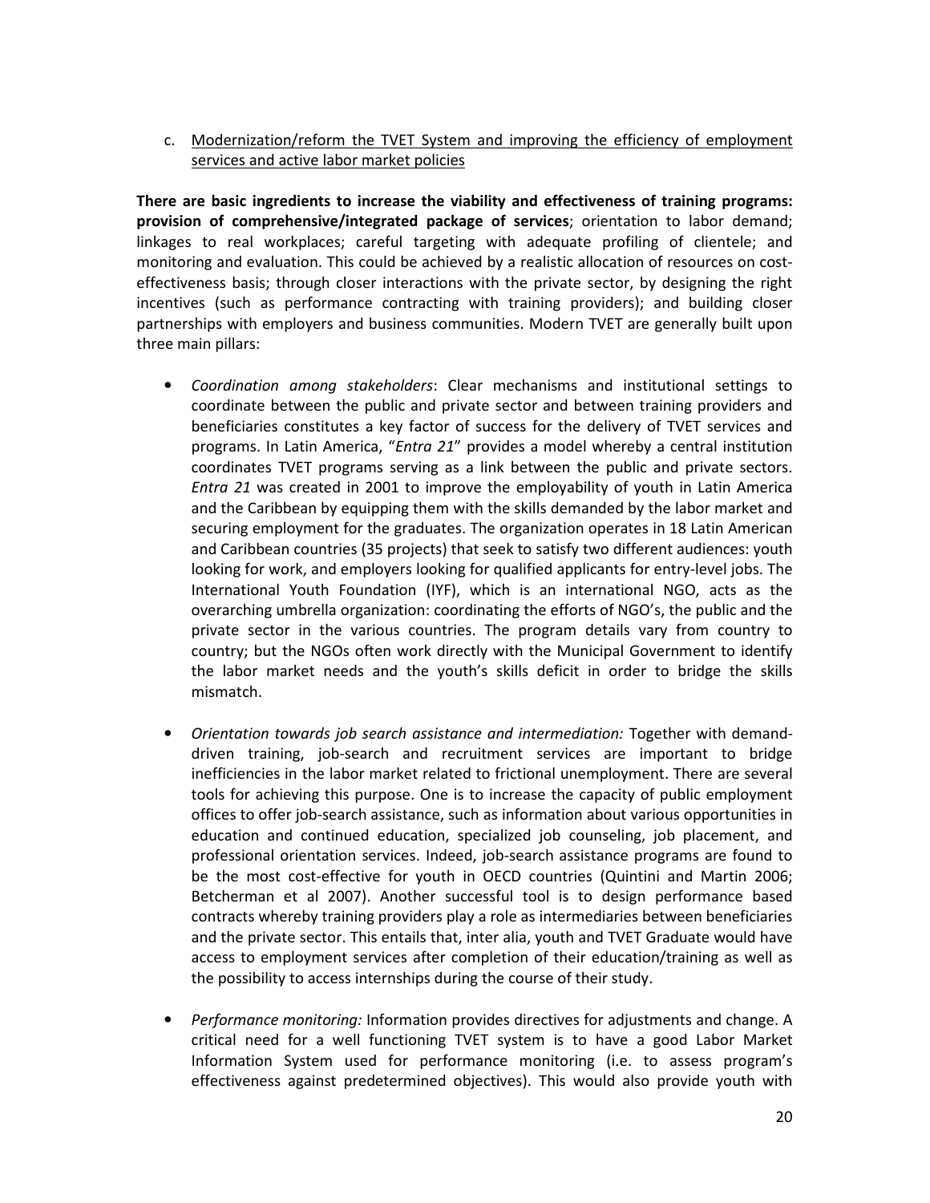c. Modernization/reform the TVET System and improving the efficiency of employment services and active labor market policies

**There are basic ingredients to increase the viability and effectiveness of training programs: provision of comprehensive/integrated package of services**; orientation to labor demand; linkages to real workplaces; careful targeting with adequate profiling of clientele; and monitoring and evaluation. This could be achieved by a realistic allocation of resources on cost-effectiveness basis; through closer interactions with the private sector, by designing the right incentives (such as performance contracting with training providers); and building closer partnerships with employers and business communities. Modern TVET are generally built upon three main pillars:

- *Coordination among stakeholders*: Clear mechanisms and institutional settings to coordinate between the public and private sector and between training providers and beneficiaries constitutes a key factor of success for the delivery of TVET services and programs. In Latin America, "*Entra 21*" provides a model whereby a central institution coordinates TVET programs serving as a link between the public and private sectors. *Entra 21* was created in 2001 to improve the employability of youth in Latin America and the Caribbean by equipping them with the skills demanded by the labor market and securing employment for the graduates. The organization operates in 18 Latin American and Caribbean countries (35 projects) that seek to satisfy two different audiences: youth looking for work, and employers looking for qualified applicants for entry-level jobs. The International Youth Foundation (IYF), which is an international NGO, acts as the overarching umbrella organization: coordinating the efforts of NGO's, the public and the private sector in the various countries. The program details vary from country to country; but the NGOs often work directly with the Municipal Government to identify the labor market needs and the youth's skills deficit in order to bridge the skills mismatch.

- *Orientation towards job search assistance and intermediation:* Together with demand-driven training, job-search and recruitment services are important to bridge inefficiencies in the labor market related to frictional unemployment. There are several tools for achieving this purpose. One is to increase the capacity of public employment offices to offer job-search assistance, such as information about various opportunities in education and continued education, specialized job counseling, job placement, and professional orientation services. Indeed, job-search assistance programs are found to be the most cost-effective for youth in OECD countries (Quintini and Martin 2006; Betcherman et al 2007). Another successful tool is to design performance based contracts whereby training providers play a role as intermediaries between beneficiaries and the private sector. This entails that, inter alia, youth and TVET Graduate would have access to employment services after completion of their education/training as well as the possibility to access internships during the course of their study.

- *Performance monitoring:* Information provides directives for adjustments and change. A critical need for a well functioning TVET system is to have a good Labor Market Information System used for performance monitoring (i.e. to assess program's effectiveness against predetermined objectives). This would also provide youth with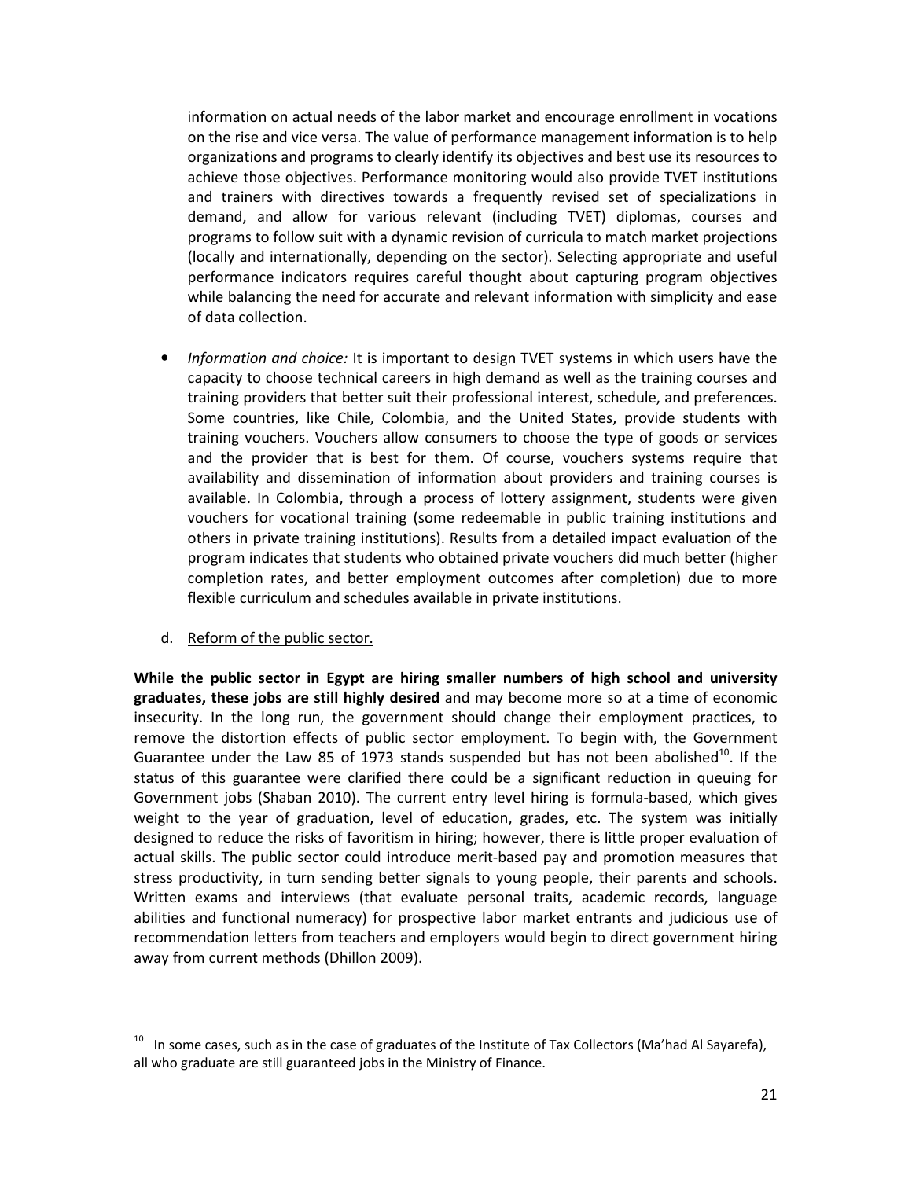information on actual needs of the labor market and encourage enrollment in vocations on the rise and vice versa. The value of performance management information is to help organizations and programs to clearly identify its objectives and best use its resources to achieve those objectives. Performance monitoring would also provide TVET institutions and trainers with directives towards a frequently revised set of specializations in demand, and allow for various relevant (including TVET) diplomas, courses and programs to follow suit with a dynamic revision of curricula to match market projections (locally and internationally, depending on the sector). Selecting appropriate and useful performance indicators requires careful thought about capturing program objectives while balancing the need for accurate and relevant information with simplicity and ease of data collection.

- *Information and choice:* It is important to design TVET systems in which users have the capacity to choose technical careers in high demand as well as the training courses and training providers that better suit their professional interest, schedule, and preferences. Some countries, like Chile, Colombia, and the United States, provide students with training vouchers. Vouchers allow consumers to choose the type of goods or services and the provider that is best for them. Of course, vouchers systems require that availability and dissemination of information about providers and training courses is available. In Colombia, through a process of lottery assignment, students were given vouchers for vocational training (some redeemable in public training institutions and others in private training institutions). Results from a detailed impact evaluation of the program indicates that students who obtained private vouchers did much better (higher completion rates, and better employment outcomes after completion) due to more flexible curriculum and schedules available in private institutions.

d. <u>Reform of the public sector.</u>

**While the public sector in Egypt are hiring smaller numbers of high school and university graduates, these jobs are still highly desired** and may become more so at a time of economic insecurity. In the long run, the government should change their employment practices, to remove the distortion effects of public sector employment. To begin with, the Government Guarantee under the Law 85 of 1973 stands suspended but has not been abolished[10]. If the status of this guarantee were clarified there could be a significant reduction in queuing for Government jobs (Shaban 2010). The current entry level hiring is formula-based, which gives weight to the year of graduation, level of education, grades, etc. The system was initially designed to reduce the risks of favoritism in hiring; however, there is little proper evaluation of actual skills. The public sector could introduce merit-based pay and promotion measures that stress productivity, in turn sending better signals to young people, their parents and schools. Written exams and interviews (that evaluate personal traits, academic records, language abilities and functional numeracy) for prospective labor market entrants and judicious use of recommendation letters from teachers and employers would begin to direct government hiring away from current methods (Dhillon 2009).

[10] In some cases, such as in the case of graduates of the Institute of Tax Collectors (Ma'had Al Sayarefa), all who graduate are still guaranteed jobs in the Ministry of Finance.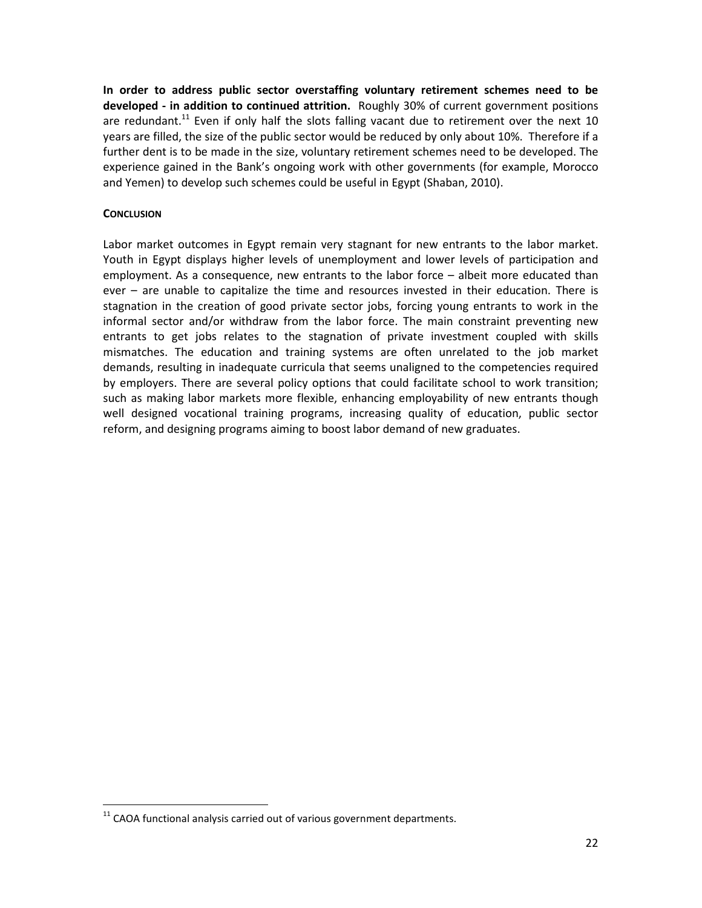**In order to address public sector overstaffing voluntary retirement schemes need to be developed - in addition to continued attrition.** Roughly 30% of current government positions are redundant.[11] Even if only half the slots falling vacant due to retirement over the next 10 years are filled, the size of the public sector would be reduced by only about 10%. Therefore if a further dent is to be made in the size, voluntary retirement schemes need to be developed. The experience gained in the Bank's ongoing work with other governments (for example, Morocco and Yemen) to develop such schemes could be useful in Egypt (Shaban, 2010).

## CONCLUSION

Labor market outcomes in Egypt remain very stagnant for new entrants to the labor market. Youth in Egypt displays higher levels of unemployment and lower levels of participation and employment. As a consequence, new entrants to the labor force – albeit more educated than ever – are unable to capitalize the time and resources invested in their education. There is stagnation in the creation of good private sector jobs, forcing young entrants to work in the informal sector and/or withdraw from the labor force. The main constraint preventing new entrants to get jobs relates to the stagnation of private investment coupled with skills mismatches. The education and training systems are often unrelated to the job market demands, resulting in inadequate curricula that seems unaligned to the competencies required by employers. There are several policy options that could facilitate school to work transition; such as making labor markets more flexible, enhancing employability of new entrants though well designed vocational training programs, increasing quality of education, public sector reform, and designing programs aiming to boost labor demand of new graduates.

[11] CAOA functional analysis carried out of various government departments.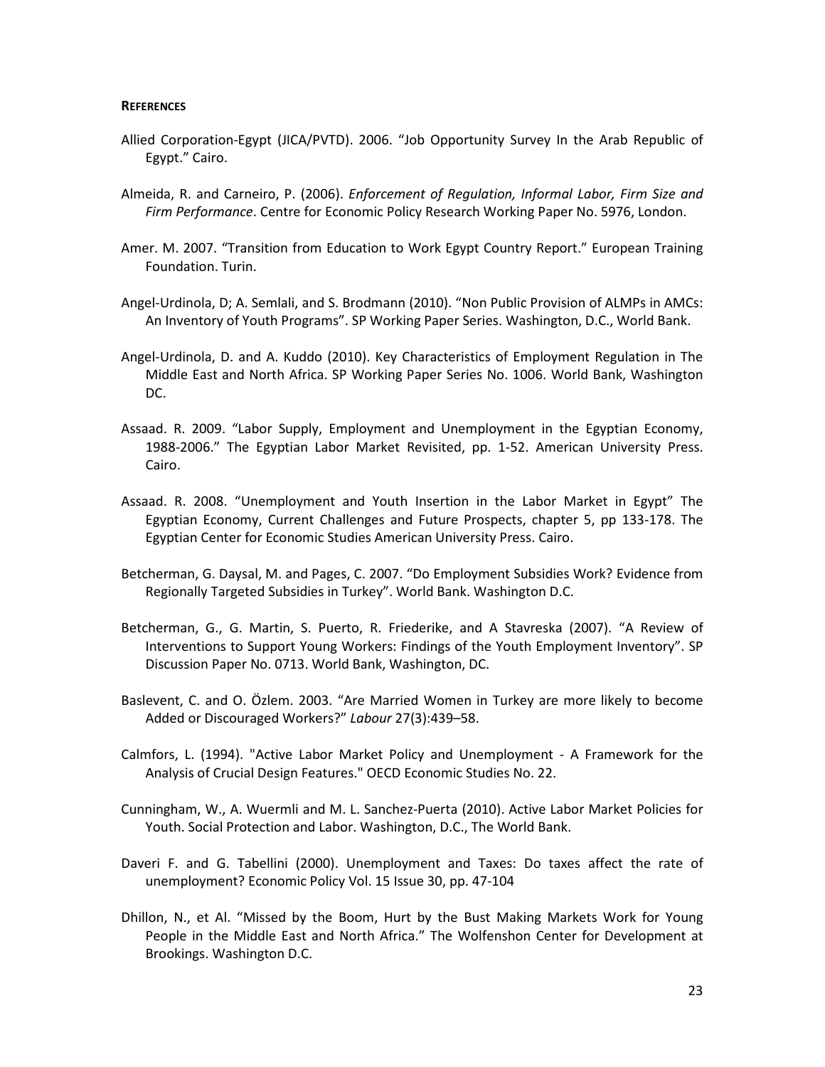## REFERENCES

Allied Corporation-Egypt (JICA/PVTD). 2006. "Job Opportunity Survey In the Arab Republic of Egypt." Cairo.

Almeida, R. and Carneiro, P. (2006). *Enforcement of Regulation, Informal Labor, Firm Size and Firm Performance*. Centre for Economic Policy Research Working Paper No. 5976, London.

Amer. M. 2007. "Transition from Education to Work Egypt Country Report." European Training Foundation. Turin.

Angel-Urdinola, D; A. Semlali, and S. Brodmann (2010). "Non Public Provision of ALMPs in AMCs: An Inventory of Youth Programs". SP Working Paper Series. Washington, D.C., World Bank.

Angel-Urdinola, D. and A. Kuddo (2010). Key Characteristics of Employment Regulation in The Middle East and North Africa. SP Working Paper Series No. 1006. World Bank, Washington DC.

Assaad. R. 2009. "Labor Supply, Employment and Unemployment in the Egyptian Economy, 1988-2006." The Egyptian Labor Market Revisited, pp. 1-52. American University Press. Cairo.

Assaad. R. 2008. "Unemployment and Youth Insertion in the Labor Market in Egypt" The Egyptian Economy, Current Challenges and Future Prospects, chapter 5, pp 133-178. The Egyptian Center for Economic Studies American University Press. Cairo.

Betcherman, G. Daysal, M. and Pages, C. 2007. "Do Employment Subsidies Work? Evidence from Regionally Targeted Subsidies in Turkey". World Bank. Washington D.C.

Betcherman, G., G. Martin, S. Puerto, R. Friederike, and A Stavreska (2007). "A Review of Interventions to Support Young Workers: Findings of the Youth Employment Inventory". SP Discussion Paper No. 0713. World Bank, Washington, DC.

Baslevent, C. and O. Özlem. 2003. "Are Married Women in Turkey are more likely to become Added or Discouraged Workers?" *Labour* 27(3):439–58.

Calmfors, L. (1994). "Active Labor Market Policy and Unemployment - A Framework for the Analysis of Crucial Design Features." OECD Economic Studies No. 22.

Cunningham, W., A. Wuermli and M. L. Sanchez-Puerta (2010). Active Labor Market Policies for Youth. Social Protection and Labor. Washington, D.C., The World Bank.

Daveri F. and G. Tabellini (2000). Unemployment and Taxes: Do taxes affect the rate of unemployment? Economic Policy Vol. 15 Issue 30, pp. 47-104

Dhillon, N., et Al. "Missed by the Boom, Hurt by the Bust Making Markets Work for Young People in the Middle East and North Africa." The Wolfenshon Center for Development at Brookings. Washington D.C.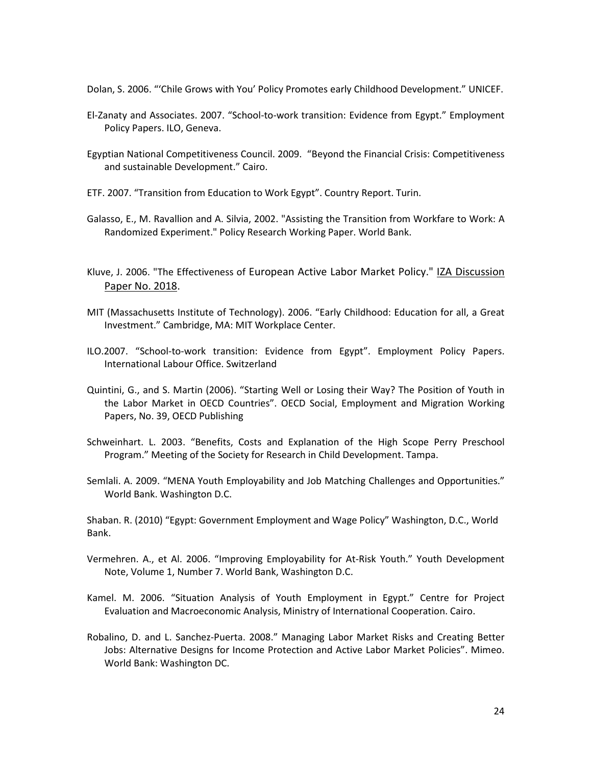Dolan, S. 2006. "'Chile Grows with You' Policy Promotes early Childhood Development." UNICEF.

El-Zanaty and Associates. 2007. "School-to-work transition: Evidence from Egypt." Employment Policy Papers. ILO, Geneva.

Egyptian National Competitiveness Council. 2009. "Beyond the Financial Crisis: Competitiveness and sustainable Development." Cairo.

ETF. 2007. "Transition from Education to Work Egypt". Country Report. Turin.

Galasso, E., M. Ravallion and A. Silvia, 2002. "Assisting the Transition from Workfare to Work: A Randomized Experiment." Policy Research Working Paper. World Bank.

Kluve, J. 2006. "The Effectiveness of European Active Labor Market Policy." IZA Discussion Paper No. 2018.

MIT (Massachusetts Institute of Technology). 2006. "Early Childhood: Education for all, a Great Investment." Cambridge, MA: MIT Workplace Center.

ILO.2007. "School-to-work transition: Evidence from Egypt". Employment Policy Papers. International Labour Office. Switzerland

Quintini, G., and S. Martin (2006). "Starting Well or Losing their Way? The Position of Youth in the Labor Market in OECD Countries". OECD Social, Employment and Migration Working Papers, No. 39, OECD Publishing

Schweinhart. L. 2003. "Benefits, Costs and Explanation of the High Scope Perry Preschool Program." Meeting of the Society for Research in Child Development. Tampa.

Semlali. A. 2009. "MENA Youth Employability and Job Matching Challenges and Opportunities." World Bank. Washington D.C.

Shaban. R. (2010) "Egypt: Government Employment and Wage Policy" Washington, D.C., World Bank.

Vermehren. A., et Al. 2006. "Improving Employability for At-Risk Youth." Youth Development Note, Volume 1, Number 7. World Bank, Washington D.C.

Kamel. M. 2006. "Situation Analysis of Youth Employment in Egypt." Centre for Project Evaluation and Macroeconomic Analysis, Ministry of International Cooperation. Cairo.

Robalino, D. and L. Sanchez-Puerta. 2008." Managing Labor Market Risks and Creating Better Jobs: Alternative Designs for Income Protection and Active Labor Market Policies". Mimeo. World Bank: Washington DC.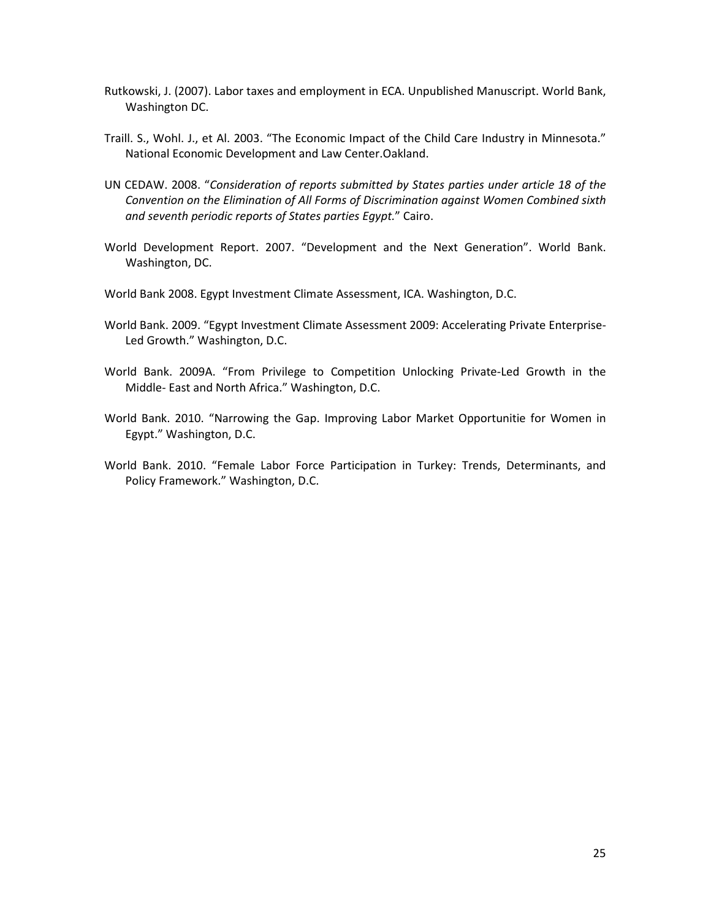Rutkowski, J. (2007). Labor taxes and employment in ECA. Unpublished Manuscript. World Bank, Washington DC.

Traill. S., Wohl. J., et Al. 2003. "The Economic Impact of the Child Care Industry in Minnesota." National Economic Development and Law Center.Oakland.

UN CEDAW. 2008. "*Consideration of reports submitted by States parties under article 18 of the Convention on the Elimination of All Forms of Discrimination against Women Combined sixth and seventh periodic reports of States parties Egypt.*" Cairo.

World Development Report. 2007. "Development and the Next Generation". World Bank. Washington, DC.

World Bank 2008. Egypt Investment Climate Assessment, ICA. Washington, D.C.

World Bank. 2009. "Egypt Investment Climate Assessment 2009: Accelerating Private Enterprise-Led Growth." Washington, D.C.

World Bank. 2009A. "From Privilege to Competition Unlocking Private-Led Growth in the Middle- East and North Africa." Washington, D.C.

World Bank. 2010. "Narrowing the Gap. Improving Labor Market Opportunitie for Women in Egypt." Washington, D.C.

World Bank. 2010. "Female Labor Force Participation in Turkey: Trends, Determinants, and Policy Framework." Washington, D.C.